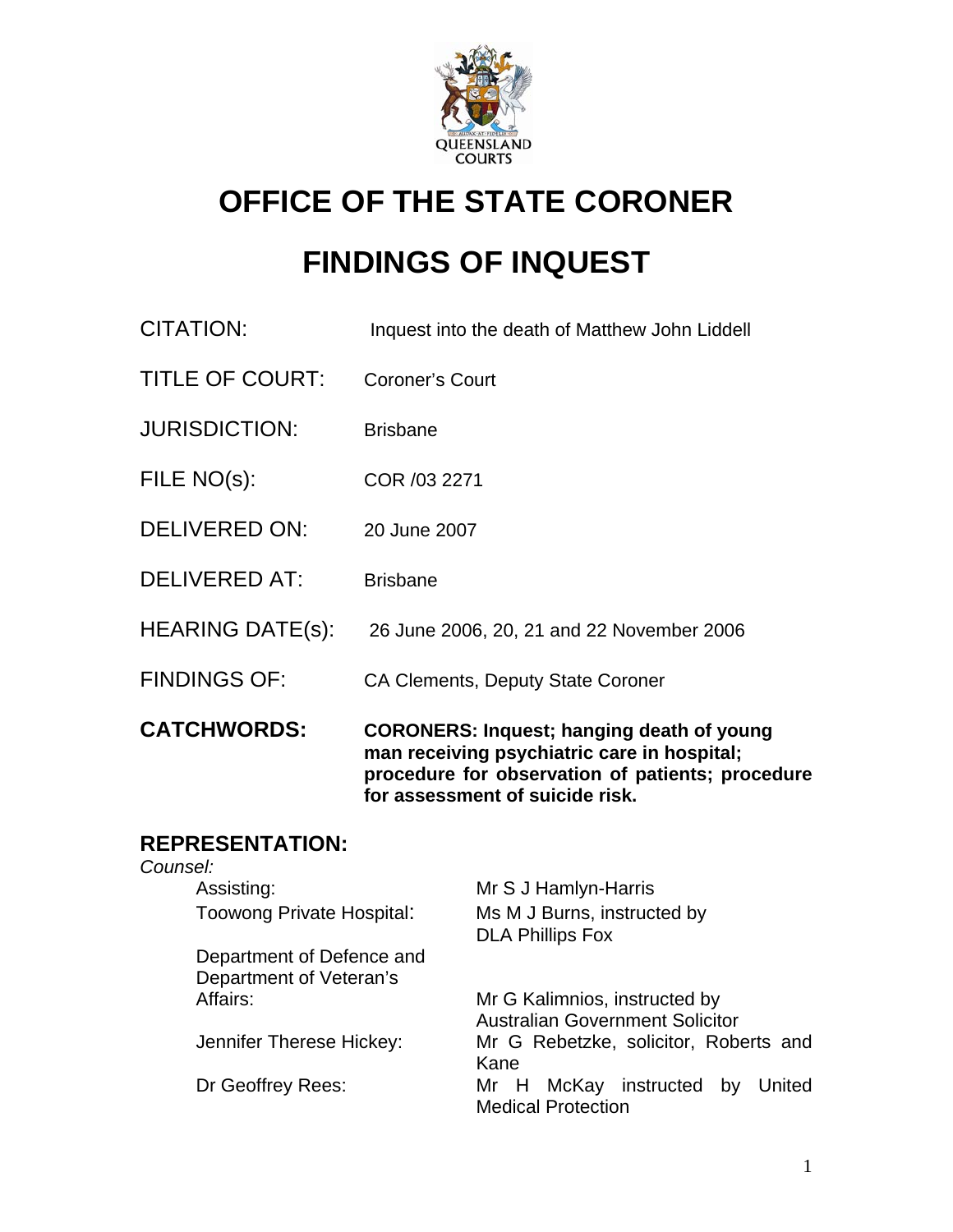QUEENSLAND COURTS

# OFFICE OF THE STATE CORONER

# FINDINGS OF INQUEST

| | |
|---|---|
| CITATION: | Inquest into the death of Matthew John Liddell |
| TITLE OF COURT: | Coroner's Court |
| JURISDICTION: | Brisbane |
| FILE NO(s): | COR /03 2271 |
| DELIVERED ON: | 20 June 2007 |
| DELIVERED AT: | Brisbane |
| HEARING DATE(s): | 26 June 2006, 20, 21 and 22 November 2006 |
| FINDINGS OF: | CA Clements, Deputy State Coroner |
| **CATCHWORDS:** | **CORONERS: Inquest; hanging death of young man receiving psychiatric care in hospital; procedure for observation of patients; procedure for assessment of suicide risk.** |

## REPRESENTATION:

*Counsel:*

| | |
|---|---|
| Assisting: | Mr S J Hamlyn-Harris |
| Toowong Private Hospital: | Ms M J Burns, instructed by DLA Phillips Fox |
| Department of Defence and Department of Veteran's Affairs: | Mr G Kalimnios, instructed by Australian Government Solicitor |
| Jennifer Therese Hickey: | Mr G Rebetzke, solicitor, Roberts and Kane |
| Dr Geoffrey Rees: | Mr H McKay instructed by United Medical Protection |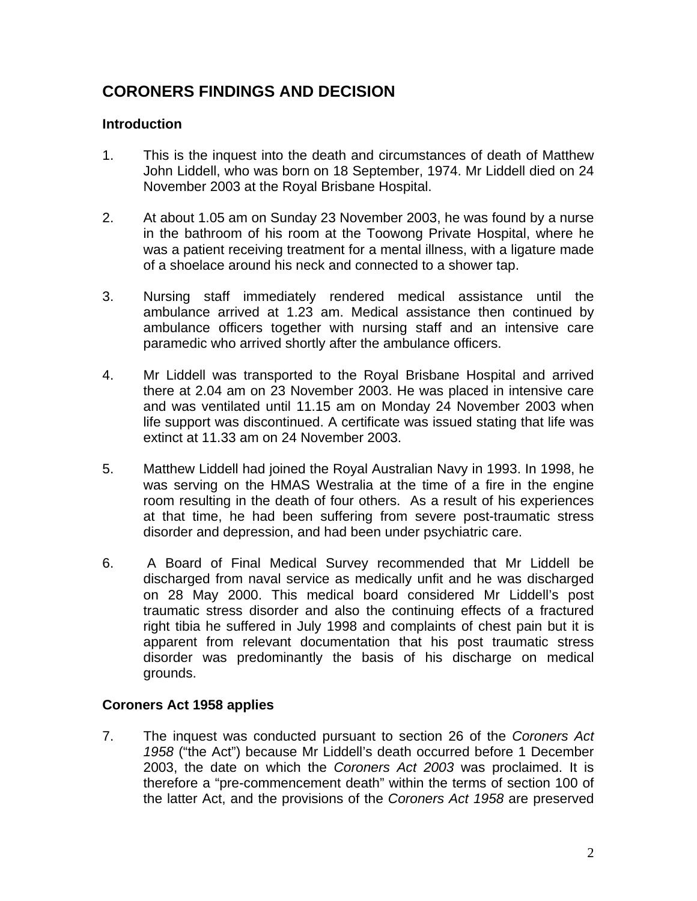## CORONERS FINDINGS AND DECISION

### Introduction

1. This is the inquest into the death and circumstances of death of Matthew John Liddell, who was born on 18 September, 1974. Mr Liddell died on 24 November 2003 at the Royal Brisbane Hospital.

2. At about 1.05 am on Sunday 23 November 2003, he was found by a nurse in the bathroom of his room at the Toowong Private Hospital, where he was a patient receiving treatment for a mental illness, with a ligature made of a shoelace around his neck and connected to a shower tap.

3. Nursing staff immediately rendered medical assistance until the ambulance arrived at 1.23 am. Medical assistance then continued by ambulance officers together with nursing staff and an intensive care paramedic who arrived shortly after the ambulance officers.

4. Mr Liddell was transported to the Royal Brisbane Hospital and arrived there at 2.04 am on 23 November 2003. He was placed in intensive care and was ventilated until 11.15 am on Monday 24 November 2003 when life support was discontinued. A certificate was issued stating that life was extinct at 11.33 am on 24 November 2003.

5. Matthew Liddell had joined the Royal Australian Navy in 1993. In 1998, he was serving on the HMAS Westralia at the time of a fire in the engine room resulting in the death of four others. As a result of his experiences at that time, he had been suffering from severe post-traumatic stress disorder and depression, and had been under psychiatric care.

6. A Board of Final Medical Survey recommended that Mr Liddell be discharged from naval service as medically unfit and he was discharged on 28 May 2000. This medical board considered Mr Liddell's post traumatic stress disorder and also the continuing effects of a fractured right tibia he suffered in July 1998 and complaints of chest pain but it is apparent from relevant documentation that his post traumatic stress disorder was predominantly the basis of his discharge on medical grounds.

### Coroners Act 1958 applies

7. The inquest was conducted pursuant to section 26 of the *Coroners Act 1958* ("the Act") because Mr Liddell's death occurred before 1 December 2003, the date on which the *Coroners Act 2003* was proclaimed. It is therefore a "pre-commencement death" within the terms of section 100 of the latter Act, and the provisions of the *Coroners Act 1958* are preserved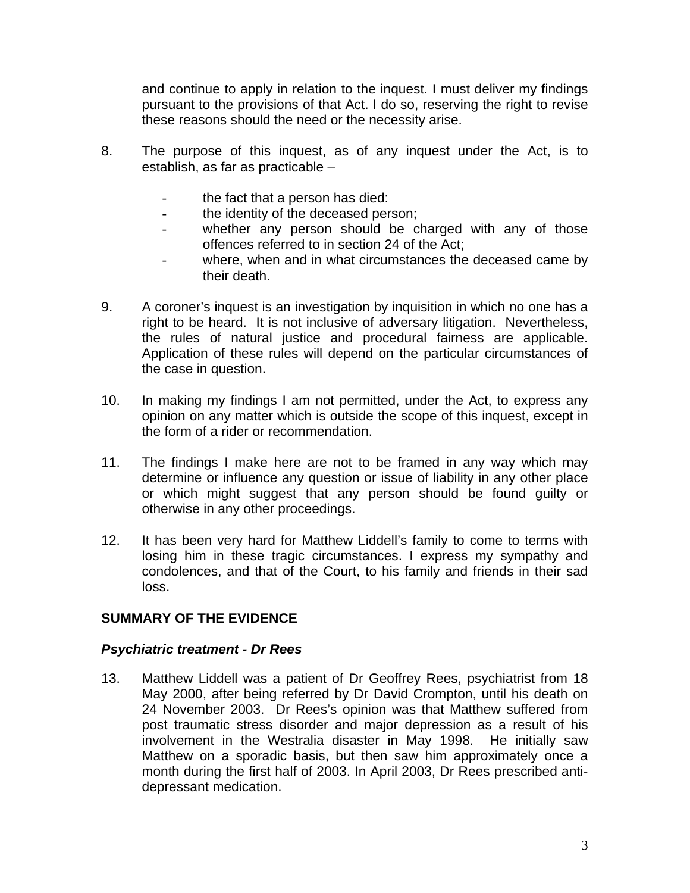and continue to apply in relation to the inquest. I must deliver my findings pursuant to the provisions of that Act. I do so, reserving the right to revise these reasons should the need or the necessity arise.

8. The purpose of this inquest, as of any inquest under the Act, is to establish, as far as practicable –

   - the fact that a person has died:
   - the identity of the deceased person;
   - whether any person should be charged with any of those offences referred to in section 24 of the Act;
   - where, when and in what circumstances the deceased came by their death.

9. A coroner's inquest is an investigation by inquisition in which no one has a right to be heard. It is not inclusive of adversary litigation. Nevertheless, the rules of natural justice and procedural fairness are applicable. Application of these rules will depend on the particular circumstances of the case in question.

10. In making my findings I am not permitted, under the Act, to express any opinion on any matter which is outside the scope of this inquest, except in the form of a rider or recommendation.

11. The findings I make here are not to be framed in any way which may determine or influence any question or issue of liability in any other place or which might suggest that any person should be found guilty or otherwise in any other proceedings.

12. It has been very hard for Matthew Liddell's family to come to terms with losing him in these tragic circumstances. I express my sympathy and condolences, and that of the Court, to his family and friends in their sad loss.

## SUMMARY OF THE EVIDENCE

### *Psychiatric treatment - Dr Rees*

13. Matthew Liddell was a patient of Dr Geoffrey Rees, psychiatrist from 18 May 2000, after being referred by Dr David Crompton, until his death on 24 November 2003. Dr Rees's opinion was that Matthew suffered from post traumatic stress disorder and major depression as a result of his involvement in the Westralia disaster in May 1998. He initially saw Matthew on a sporadic basis, but then saw him approximately once a month during the first half of 2003. In April 2003, Dr Rees prescribed anti-depressant medication.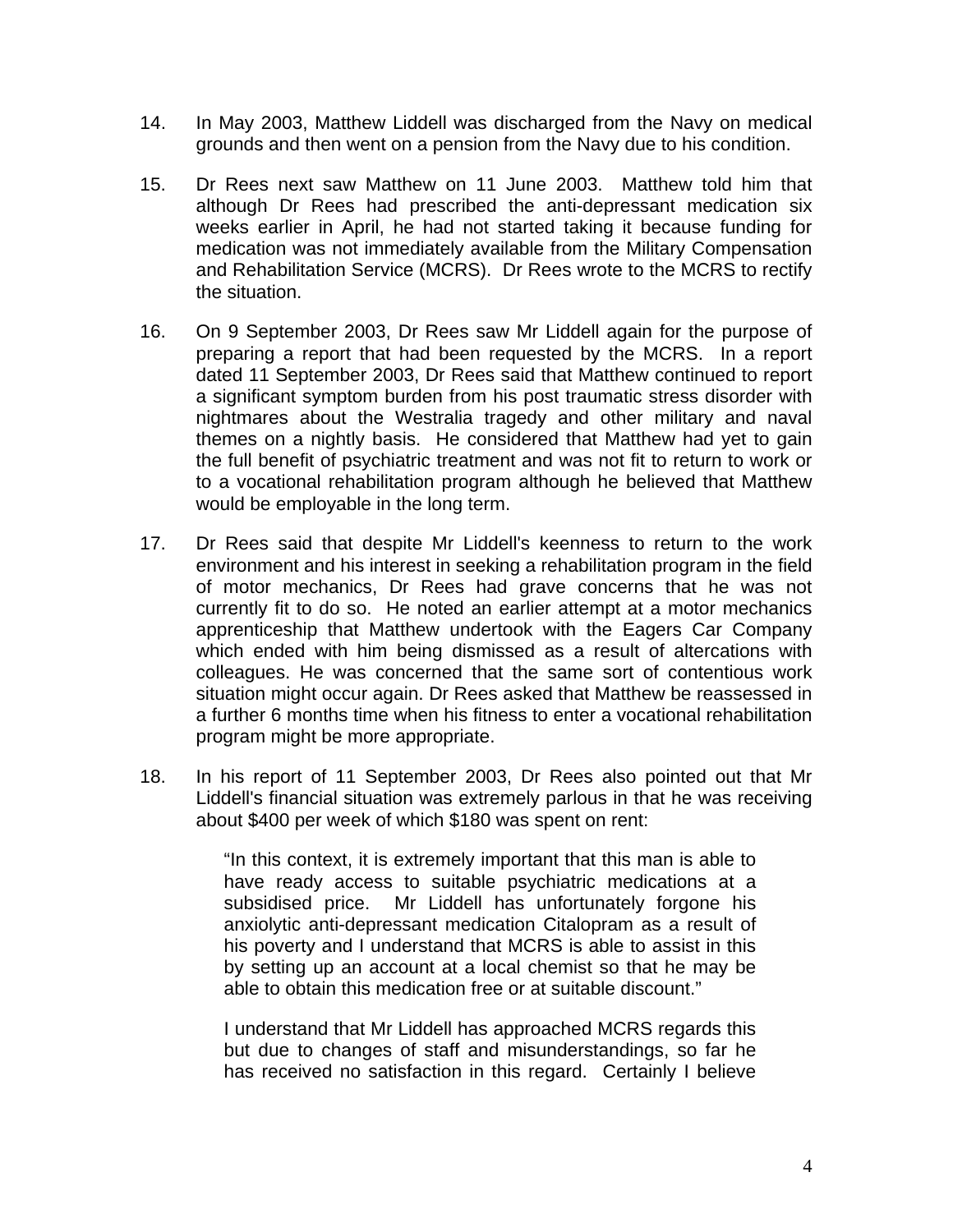14. In May 2003, Matthew Liddell was discharged from the Navy on medical grounds and then went on a pension from the Navy due to his condition.

15. Dr Rees next saw Matthew on 11 June 2003. Matthew told him that although Dr Rees had prescribed the anti-depressant medication six weeks earlier in April, he had not started taking it because funding for medication was not immediately available from the Military Compensation and Rehabilitation Service (MCRS). Dr Rees wrote to the MCRS to rectify the situation.

16. On 9 September 2003, Dr Rees saw Mr Liddell again for the purpose of preparing a report that had been requested by the MCRS. In a report dated 11 September 2003, Dr Rees said that Matthew continued to report a significant symptom burden from his post traumatic stress disorder with nightmares about the Westralia tragedy and other military and naval themes on a nightly basis. He considered that Matthew had yet to gain the full benefit of psychiatric treatment and was not fit to return to work or to a vocational rehabilitation program although he believed that Matthew would be employable in the long term.

17. Dr Rees said that despite Mr Liddell's keenness to return to the work environment and his interest in seeking a rehabilitation program in the field of motor mechanics, Dr Rees had grave concerns that he was not currently fit to do so. He noted an earlier attempt at a motor mechanics apprenticeship that Matthew undertook with the Eagers Car Company which ended with him being dismissed as a result of altercations with colleagues. He was concerned that the same sort of contentious work situation might occur again. Dr Rees asked that Matthew be reassessed in a further 6 months time when his fitness to enter a vocational rehabilitation program might be more appropriate.

18. In his report of 11 September 2003, Dr Rees also pointed out that Mr Liddell's financial situation was extremely parlous in that he was receiving about $400 per week of which $180 was spent on rent:

> "In this context, it is extremely important that this man is able to have ready access to suitable psychiatric medications at a subsidised price. Mr Liddell has unfortunately forgone his anxiolytic anti-depressant medication Citalopram as a result of his poverty and I understand that MCRS is able to assist in this by setting up an account at a local chemist so that he may be able to obtain this medication free or at suitable discount."
>
> I understand that Mr Liddell has approached MCRS regards this but due to changes of staff and misunderstandings, so far he has received no satisfaction in this regard. Certainly I believe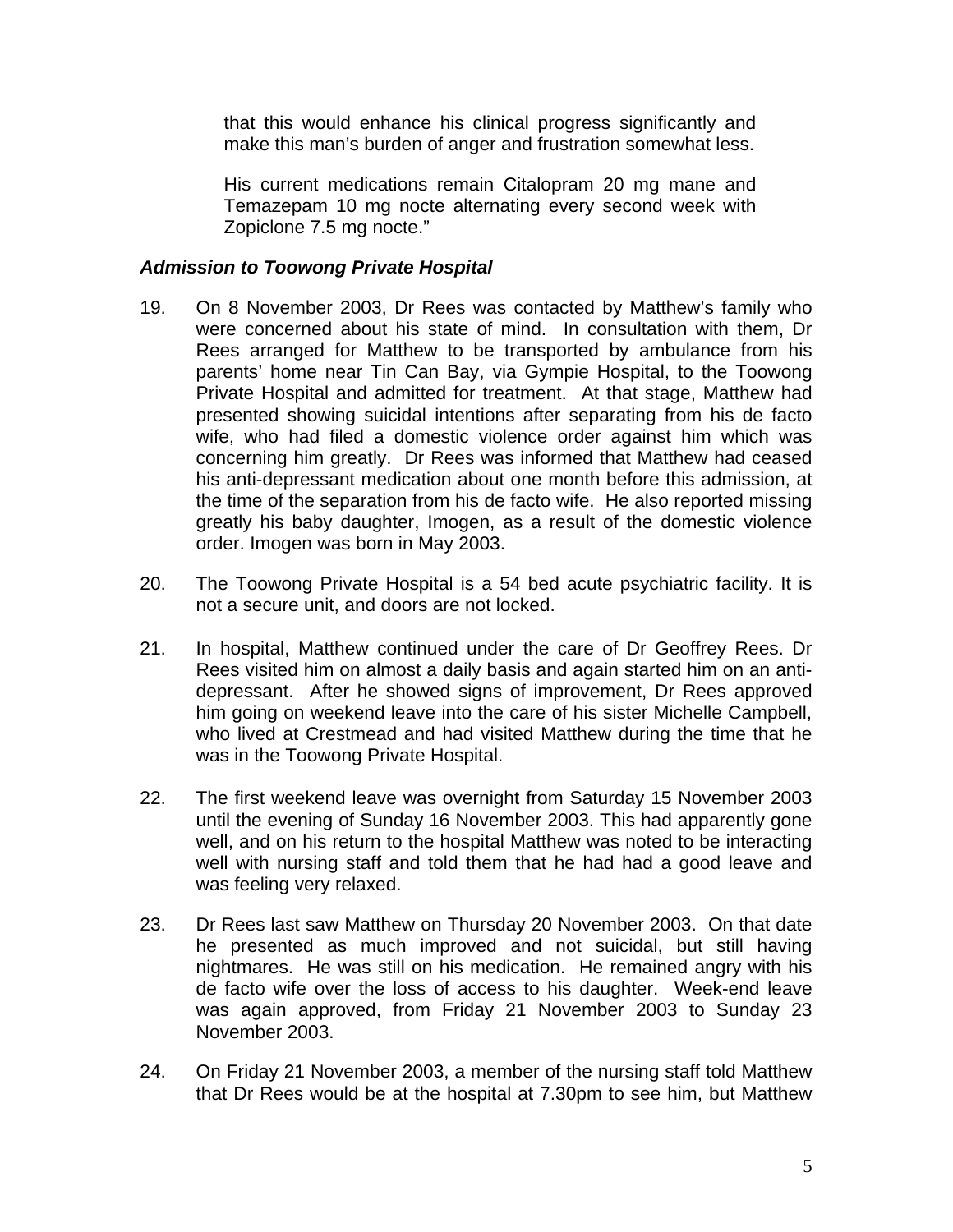that this would enhance his clinical progress significantly and make this man's burden of anger and frustration somewhat less.

His current medications remain Citalopram 20 mg mane and Temazepam 10 mg nocte alternating every second week with Zopiclone 7.5 mg nocte."

***Admission to Toowong Private Hospital***

19. On 8 November 2003, Dr Rees was contacted by Matthew's family who were concerned about his state of mind. In consultation with them, Dr Rees arranged for Matthew to be transported by ambulance from his parents' home near Tin Can Bay, via Gympie Hospital, to the Toowong Private Hospital and admitted for treatment. At that stage, Matthew had presented showing suicidal intentions after separating from his de facto wife, who had filed a domestic violence order against him which was concerning him greatly. Dr Rees was informed that Matthew had ceased his anti-depressant medication about one month before this admission, at the time of the separation from his de facto wife. He also reported missing greatly his baby daughter, Imogen, as a result of the domestic violence order. Imogen was born in May 2003.

20. The Toowong Private Hospital is a 54 bed acute psychiatric facility. It is not a secure unit, and doors are not locked.

21. In hospital, Matthew continued under the care of Dr Geoffrey Rees. Dr Rees visited him on almost a daily basis and again started him on an anti-depressant. After he showed signs of improvement, Dr Rees approved him going on weekend leave into the care of his sister Michelle Campbell, who lived at Crestmead and had visited Matthew during the time that he was in the Toowong Private Hospital.

22. The first weekend leave was overnight from Saturday 15 November 2003 until the evening of Sunday 16 November 2003. This had apparently gone well, and on his return to the hospital Matthew was noted to be interacting well with nursing staff and told them that he had had a good leave and was feeling very relaxed.

23. Dr Rees last saw Matthew on Thursday 20 November 2003. On that date he presented as much improved and not suicidal, but still having nightmares. He was still on his medication. He remained angry with his de facto wife over the loss of access to his daughter. Week-end leave was again approved, from Friday 21 November 2003 to Sunday 23 November 2003.

24. On Friday 21 November 2003, a member of the nursing staff told Matthew that Dr Rees would be at the hospital at 7.30pm to see him, but Matthew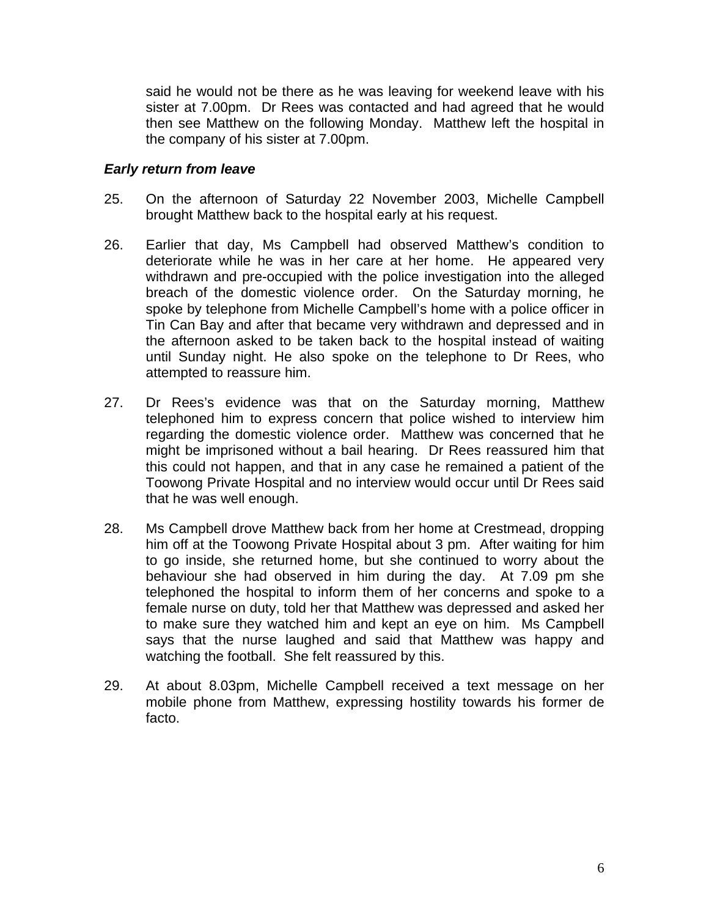said he would not be there as he was leaving for weekend leave with his sister at 7.00pm. Dr Rees was contacted and had agreed that he would then see Matthew on the following Monday. Matthew left the hospital in the company of his sister at 7.00pm.

***Early return from leave***

25. On the afternoon of Saturday 22 November 2003, Michelle Campbell brought Matthew back to the hospital early at his request.

26. Earlier that day, Ms Campbell had observed Matthew's condition to deteriorate while he was in her care at her home. He appeared very withdrawn and pre-occupied with the police investigation into the alleged breach of the domestic violence order. On the Saturday morning, he spoke by telephone from Michelle Campbell's home with a police officer in Tin Can Bay and after that became very withdrawn and depressed and in the afternoon asked to be taken back to the hospital instead of waiting until Sunday night. He also spoke on the telephone to Dr Rees, who attempted to reassure him.

27. Dr Rees's evidence was that on the Saturday morning, Matthew telephoned him to express concern that police wished to interview him regarding the domestic violence order. Matthew was concerned that he might be imprisoned without a bail hearing. Dr Rees reassured him that this could not happen, and that in any case he remained a patient of the Toowong Private Hospital and no interview would occur until Dr Rees said that he was well enough.

28. Ms Campbell drove Matthew back from her home at Crestmead, dropping him off at the Toowong Private Hospital about 3 pm. After waiting for him to go inside, she returned home, but she continued to worry about the behaviour she had observed in him during the day. At 7.09 pm she telephoned the hospital to inform them of her concerns and spoke to a female nurse on duty, told her that Matthew was depressed and asked her to make sure they watched him and kept an eye on him. Ms Campbell says that the nurse laughed and said that Matthew was happy and watching the football. She felt reassured by this.

29. At about 8.03pm, Michelle Campbell received a text message on her mobile phone from Matthew, expressing hostility towards his former de facto.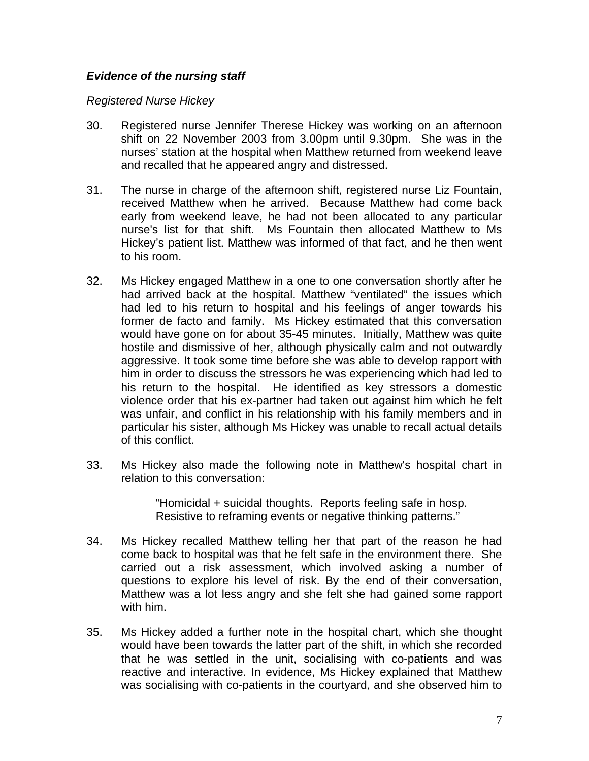***Evidence of the nursing staff***

*Registered Nurse Hickey*

30. Registered nurse Jennifer Therese Hickey was working on an afternoon shift on 22 November 2003 from 3.00pm until 9.30pm. She was in the nurses' station at the hospital when Matthew returned from weekend leave and recalled that he appeared angry and distressed.

31. The nurse in charge of the afternoon shift, registered nurse Liz Fountain, received Matthew when he arrived. Because Matthew had come back early from weekend leave, he had not been allocated to any particular nurse's list for that shift. Ms Fountain then allocated Matthew to Ms Hickey's patient list. Matthew was informed of that fact, and he then went to his room.

32. Ms Hickey engaged Matthew in a one to one conversation shortly after he had arrived back at the hospital. Matthew "ventilated" the issues which had led to his return to hospital and his feelings of anger towards his former de facto and family. Ms Hickey estimated that this conversation would have gone on for about 35-45 minutes. Initially, Matthew was quite hostile and dismissive of her, although physically calm and not outwardly aggressive. It took some time before she was able to develop rapport with him in order to discuss the stressors he was experiencing which had led to his return to the hospital. He identified as key stressors a domestic violence order that his ex-partner had taken out against him which he felt was unfair, and conflict in his relationship with his family members and in particular his sister, although Ms Hickey was unable to recall actual details of this conflict.

33. Ms Hickey also made the following note in Matthew's hospital chart in relation to this conversation:

> "Homicidal + suicidal thoughts. Reports feeling safe in hosp. Resistive to reframing events or negative thinking patterns."

34. Ms Hickey recalled Matthew telling her that part of the reason he had come back to hospital was that he felt safe in the environment there. She carried out a risk assessment, which involved asking a number of questions to explore his level of risk. By the end of their conversation, Matthew was a lot less angry and she felt she had gained some rapport with him.

35. Ms Hickey added a further note in the hospital chart, which she thought would have been towards the latter part of the shift, in which she recorded that he was settled in the unit, socialising with co-patients and was reactive and interactive. In evidence, Ms Hickey explained that Matthew was socialising with co-patients in the courtyard, and she observed him to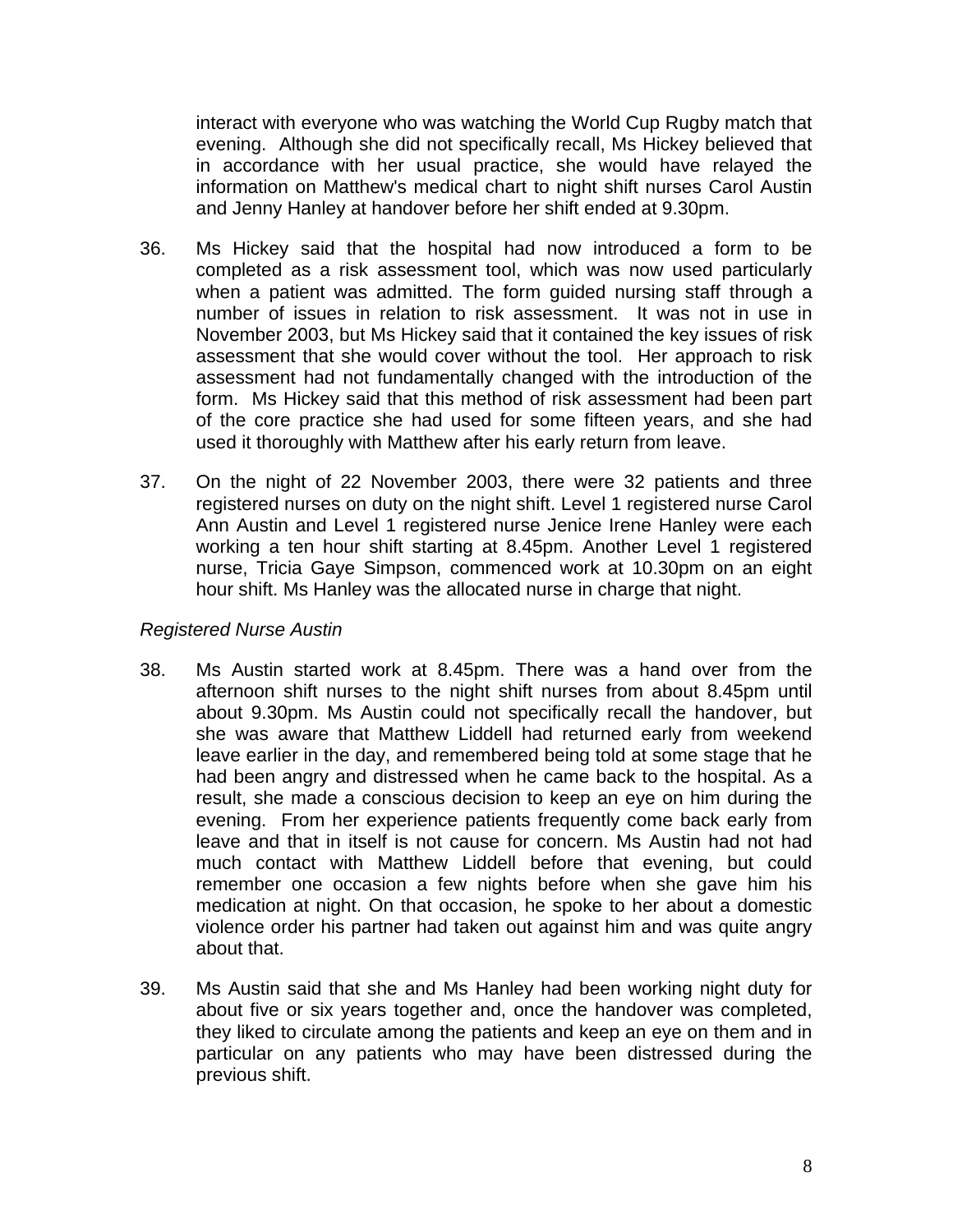interact with everyone who was watching the World Cup Rugby match that evening. Although she did not specifically recall, Ms Hickey believed that in accordance with her usual practice, she would have relayed the information on Matthew's medical chart to night shift nurses Carol Austin and Jenny Hanley at handover before her shift ended at 9.30pm.

36. Ms Hickey said that the hospital had now introduced a form to be completed as a risk assessment tool, which was now used particularly when a patient was admitted. The form guided nursing staff through a number of issues in relation to risk assessment. It was not in use in November 2003, but Ms Hickey said that it contained the key issues of risk assessment that she would cover without the tool. Her approach to risk assessment had not fundamentally changed with the introduction of the form. Ms Hickey said that this method of risk assessment had been part of the core practice she had used for some fifteen years, and she had used it thoroughly with Matthew after his early return from leave.

37. On the night of 22 November 2003, there were 32 patients and three registered nurses on duty on the night shift. Level 1 registered nurse Carol Ann Austin and Level 1 registered nurse Jenice Irene Hanley were each working a ten hour shift starting at 8.45pm. Another Level 1 registered nurse, Tricia Gaye Simpson, commenced work at 10.30pm on an eight hour shift. Ms Hanley was the allocated nurse in charge that night.

*Registered Nurse Austin*

38. Ms Austin started work at 8.45pm. There was a hand over from the afternoon shift nurses to the night shift nurses from about 8.45pm until about 9.30pm. Ms Austin could not specifically recall the handover, but she was aware that Matthew Liddell had returned early from weekend leave earlier in the day, and remembered being told at some stage that he had been angry and distressed when he came back to the hospital. As a result, she made a conscious decision to keep an eye on him during the evening. From her experience patients frequently come back early from leave and that in itself is not cause for concern. Ms Austin had not had much contact with Matthew Liddell before that evening, but could remember one occasion a few nights before when she gave him his medication at night. On that occasion, he spoke to her about a domestic violence order his partner had taken out against him and was quite angry about that.

39. Ms Austin said that she and Ms Hanley had been working night duty for about five or six years together and, once the handover was completed, they liked to circulate among the patients and keep an eye on them and in particular on any patients who may have been distressed during the previous shift.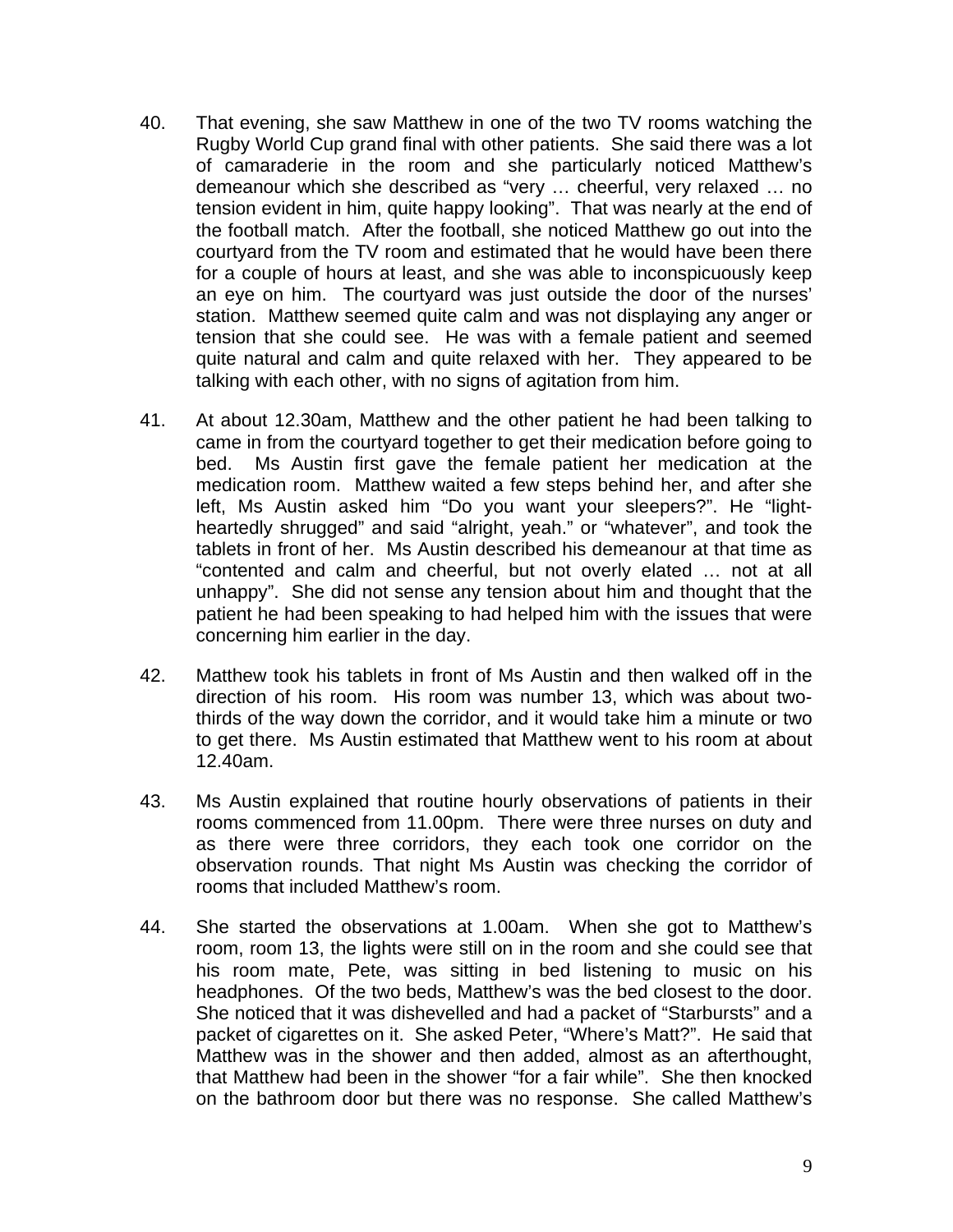40. That evening, she saw Matthew in one of the two TV rooms watching the Rugby World Cup grand final with other patients. She said there was a lot of camaraderie in the room and she particularly noticed Matthew's demeanour which she described as "very … cheerful, very relaxed … no tension evident in him, quite happy looking". That was nearly at the end of the football match. After the football, she noticed Matthew go out into the courtyard from the TV room and estimated that he would have been there for a couple of hours at least, and she was able to inconspicuously keep an eye on him. The courtyard was just outside the door of the nurses' station. Matthew seemed quite calm and was not displaying any anger or tension that she could see. He was with a female patient and seemed quite natural and calm and quite relaxed with her. They appeared to be talking with each other, with no signs of agitation from him.

41. At about 12.30am, Matthew and the other patient he had been talking to came in from the courtyard together to get their medication before going to bed. Ms Austin first gave the female patient her medication at the medication room. Matthew waited a few steps behind her, and after she left, Ms Austin asked him "Do you want your sleepers?". He "light-heartedly shrugged" and said "alright, yeah." or "whatever", and took the tablets in front of her. Ms Austin described his demeanour at that time as "contented and calm and cheerful, but not overly elated … not at all unhappy". She did not sense any tension about him and thought that the patient he had been speaking to had helped him with the issues that were concerning him earlier in the day.

42. Matthew took his tablets in front of Ms Austin and then walked off in the direction of his room. His room was number 13, which was about two-thirds of the way down the corridor, and it would take him a minute or two to get there. Ms Austin estimated that Matthew went to his room at about 12.40am.

43. Ms Austin explained that routine hourly observations of patients in their rooms commenced from 11.00pm. There were three nurses on duty and as there were three corridors, they each took one corridor on the observation rounds. That night Ms Austin was checking the corridor of rooms that included Matthew's room.

44. She started the observations at 1.00am. When she got to Matthew's room, room 13, the lights were still on in the room and she could see that his room mate, Pete, was sitting in bed listening to music on his headphones. Of the two beds, Matthew's was the bed closest to the door. She noticed that it was dishevelled and had a packet of "Starbursts" and a packet of cigarettes on it. She asked Peter, "Where's Matt?". He said that Matthew was in the shower and then added, almost as an afterthought, that Matthew had been in the shower "for a fair while". She then knocked on the bathroom door but there was no response. She called Matthew's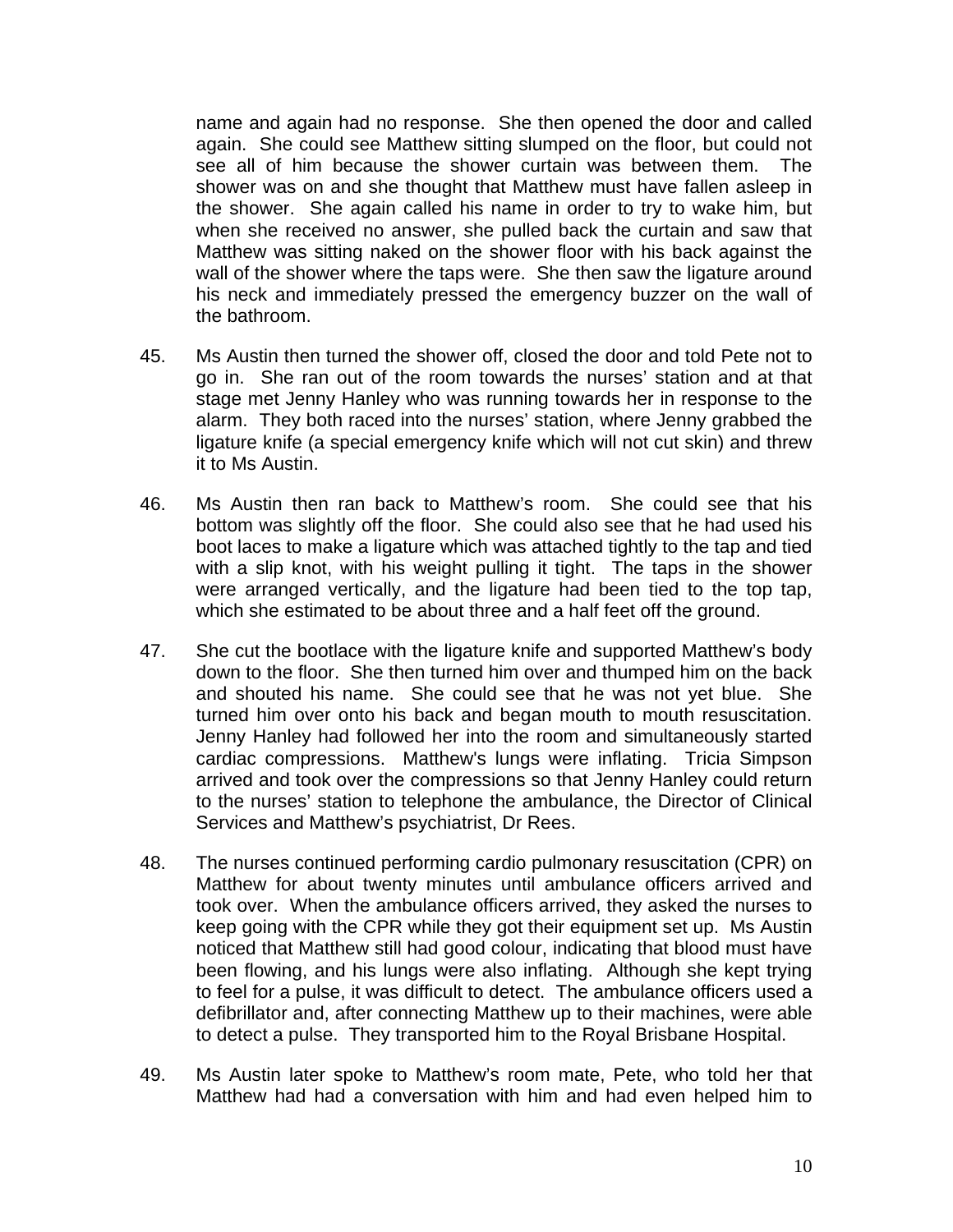name and again had no response. She then opened the door and called again. She could see Matthew sitting slumped on the floor, but could not see all of him because the shower curtain was between them. The shower was on and she thought that Matthew must have fallen asleep in the shower. She again called his name in order to try to wake him, but when she received no answer, she pulled back the curtain and saw that Matthew was sitting naked on the shower floor with his back against the wall of the shower where the taps were. She then saw the ligature around his neck and immediately pressed the emergency buzzer on the wall of the bathroom.

45. Ms Austin then turned the shower off, closed the door and told Pete not to go in. She ran out of the room towards the nurses' station and at that stage met Jenny Hanley who was running towards her in response to the alarm. They both raced into the nurses' station, where Jenny grabbed the ligature knife (a special emergency knife which will not cut skin) and threw it to Ms Austin.

46. Ms Austin then ran back to Matthew's room. She could see that his bottom was slightly off the floor. She could also see that he had used his boot laces to make a ligature which was attached tightly to the tap and tied with a slip knot, with his weight pulling it tight. The taps in the shower were arranged vertically, and the ligature had been tied to the top tap, which she estimated to be about three and a half feet off the ground.

47. She cut the bootlace with the ligature knife and supported Matthew's body down to the floor. She then turned him over and thumped him on the back and shouted his name. She could see that he was not yet blue. She turned him over onto his back and began mouth to mouth resuscitation. Jenny Hanley had followed her into the room and simultaneously started cardiac compressions. Matthew's lungs were inflating. Tricia Simpson arrived and took over the compressions so that Jenny Hanley could return to the nurses' station to telephone the ambulance, the Director of Clinical Services and Matthew's psychiatrist, Dr Rees.

48. The nurses continued performing cardio pulmonary resuscitation (CPR) on Matthew for about twenty minutes until ambulance officers arrived and took over. When the ambulance officers arrived, they asked the nurses to keep going with the CPR while they got their equipment set up. Ms Austin noticed that Matthew still had good colour, indicating that blood must have been flowing, and his lungs were also inflating. Although she kept trying to feel for a pulse, it was difficult to detect. The ambulance officers used a defibrillator and, after connecting Matthew up to their machines, were able to detect a pulse. They transported him to the Royal Brisbane Hospital.

49. Ms Austin later spoke to Matthew's room mate, Pete, who told her that Matthew had had a conversation with him and had even helped him to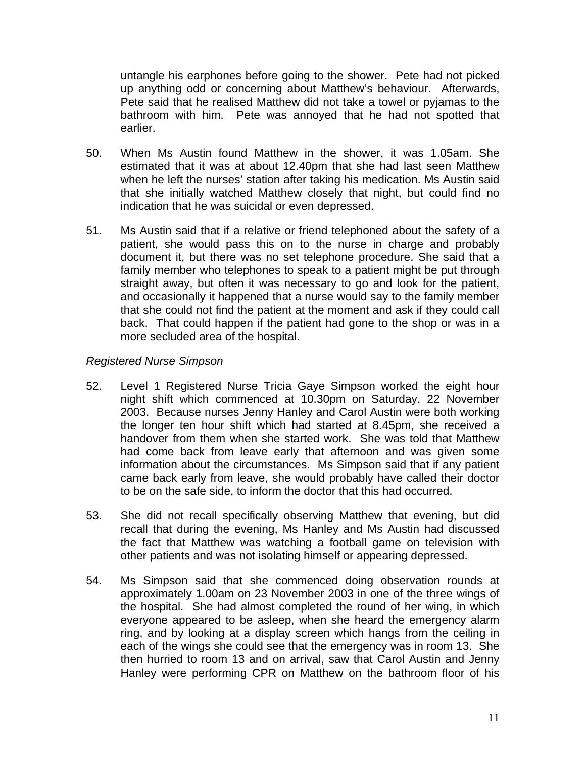untangle his earphones before going to the shower. Pete had not picked up anything odd or concerning about Matthew's behaviour. Afterwards, Pete said that he realised Matthew did not take a towel or pyjamas to the bathroom with him. Pete was annoyed that he had not spotted that earlier.

50. When Ms Austin found Matthew in the shower, it was 1.05am. She estimated that it was at about 12.40pm that she had last seen Matthew when he left the nurses' station after taking his medication. Ms Austin said that she initially watched Matthew closely that night, but could find no indication that he was suicidal or even depressed.

51. Ms Austin said that if a relative or friend telephoned about the safety of a patient, she would pass this on to the nurse in charge and probably document it, but there was no set telephone procedure. She said that a family member who telephones to speak to a patient might be put through straight away, but often it was necessary to go and look for the patient, and occasionally it happened that a nurse would say to the family member that she could not find the patient at the moment and ask if they could call back. That could happen if the patient had gone to the shop or was in a more secluded area of the hospital.

*Registered Nurse Simpson*

52. Level 1 Registered Nurse Tricia Gaye Simpson worked the eight hour night shift which commenced at 10.30pm on Saturday, 22 November 2003. Because nurses Jenny Hanley and Carol Austin were both working the longer ten hour shift which had started at 8.45pm, she received a handover from them when she started work. She was told that Matthew had come back from leave early that afternoon and was given some information about the circumstances. Ms Simpson said that if any patient came back early from leave, she would probably have called their doctor to be on the safe side, to inform the doctor that this had occurred.

53. She did not recall specifically observing Matthew that evening, but did recall that during the evening, Ms Hanley and Ms Austin had discussed the fact that Matthew was watching a football game on television with other patients and was not isolating himself or appearing depressed.

54. Ms Simpson said that she commenced doing observation rounds at approximately 1.00am on 23 November 2003 in one of the three wings of the hospital. She had almost completed the round of her wing, in which everyone appeared to be asleep, when she heard the emergency alarm ring, and by looking at a display screen which hangs from the ceiling in each of the wings she could see that the emergency was in room 13. She then hurried to room 13 and on arrival, saw that Carol Austin and Jenny Hanley were performing CPR on Matthew on the bathroom floor of his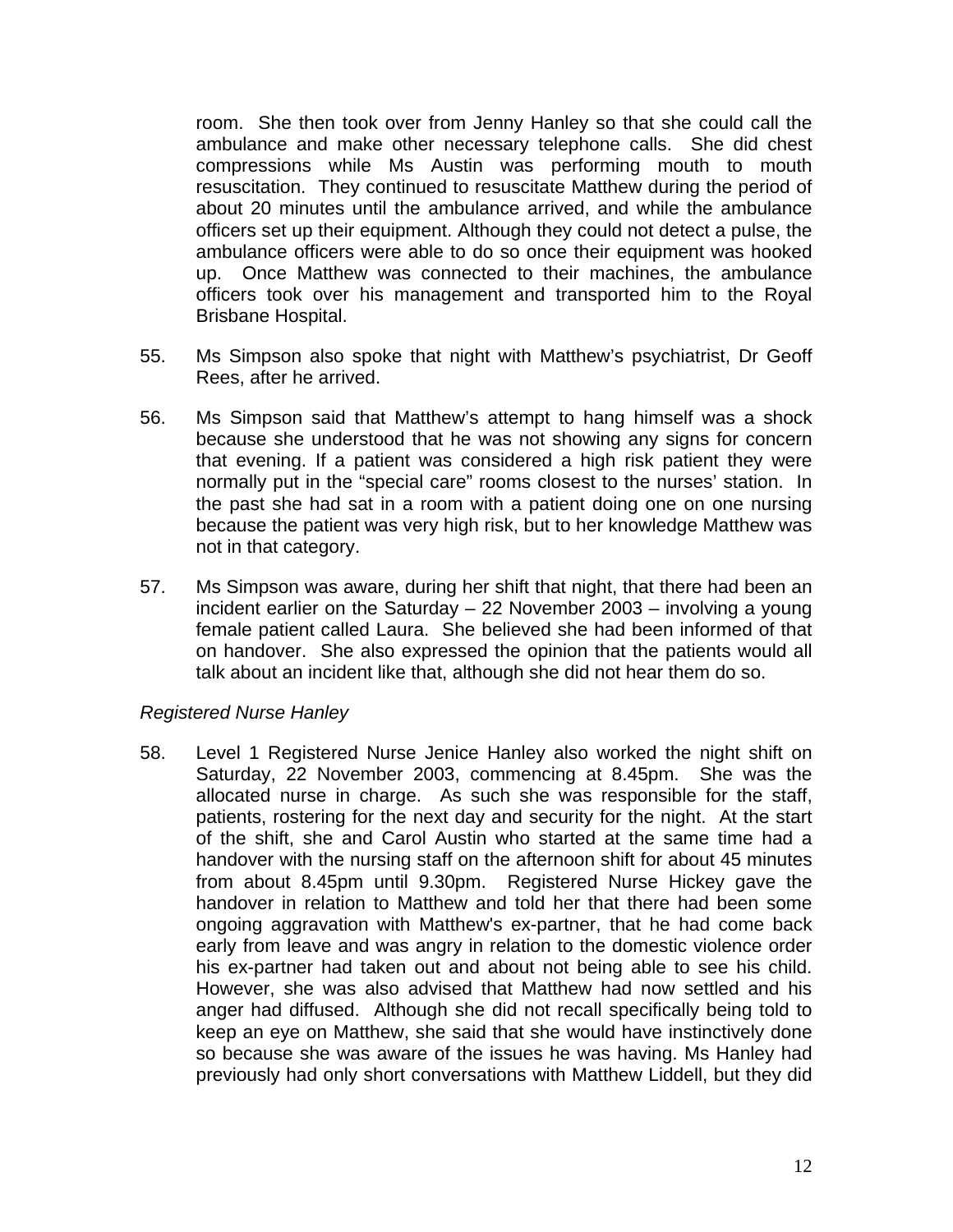room. She then took over from Jenny Hanley so that she could call the ambulance and make other necessary telephone calls. She did chest compressions while Ms Austin was performing mouth to mouth resuscitation. They continued to resuscitate Matthew during the period of about 20 minutes until the ambulance arrived, and while the ambulance officers set up their equipment. Although they could not detect a pulse, the ambulance officers were able to do so once their equipment was hooked up. Once Matthew was connected to their machines, the ambulance officers took over his management and transported him to the Royal Brisbane Hospital.

55. Ms Simpson also spoke that night with Matthew's psychiatrist, Dr Geoff Rees, after he arrived.

56. Ms Simpson said that Matthew's attempt to hang himself was a shock because she understood that he was not showing any signs for concern that evening. If a patient was considered a high risk patient they were normally put in the "special care" rooms closest to the nurses' station. In the past she had sat in a room with a patient doing one on one nursing because the patient was very high risk, but to her knowledge Matthew was not in that category.

57. Ms Simpson was aware, during her shift that night, that there had been an incident earlier on the Saturday – 22 November 2003 – involving a young female patient called Laura. She believed she had been informed of that on handover. She also expressed the opinion that the patients would all talk about an incident like that, although she did not hear them do so.

*Registered Nurse Hanley*

58. Level 1 Registered Nurse Jenice Hanley also worked the night shift on Saturday, 22 November 2003, commencing at 8.45pm. She was the allocated nurse in charge. As such she was responsible for the staff, patients, rostering for the next day and security for the night. At the start of the shift, she and Carol Austin who started at the same time had a handover with the nursing staff on the afternoon shift for about 45 minutes from about 8.45pm until 9.30pm. Registered Nurse Hickey gave the handover in relation to Matthew and told her that there had been some ongoing aggravation with Matthew's ex-partner, that he had come back early from leave and was angry in relation to the domestic violence order his ex-partner had taken out and about not being able to see his child. However, she was also advised that Matthew had now settled and his anger had diffused. Although she did not recall specifically being told to keep an eye on Matthew, she said that she would have instinctively done so because she was aware of the issues he was having. Ms Hanley had previously had only short conversations with Matthew Liddell, but they did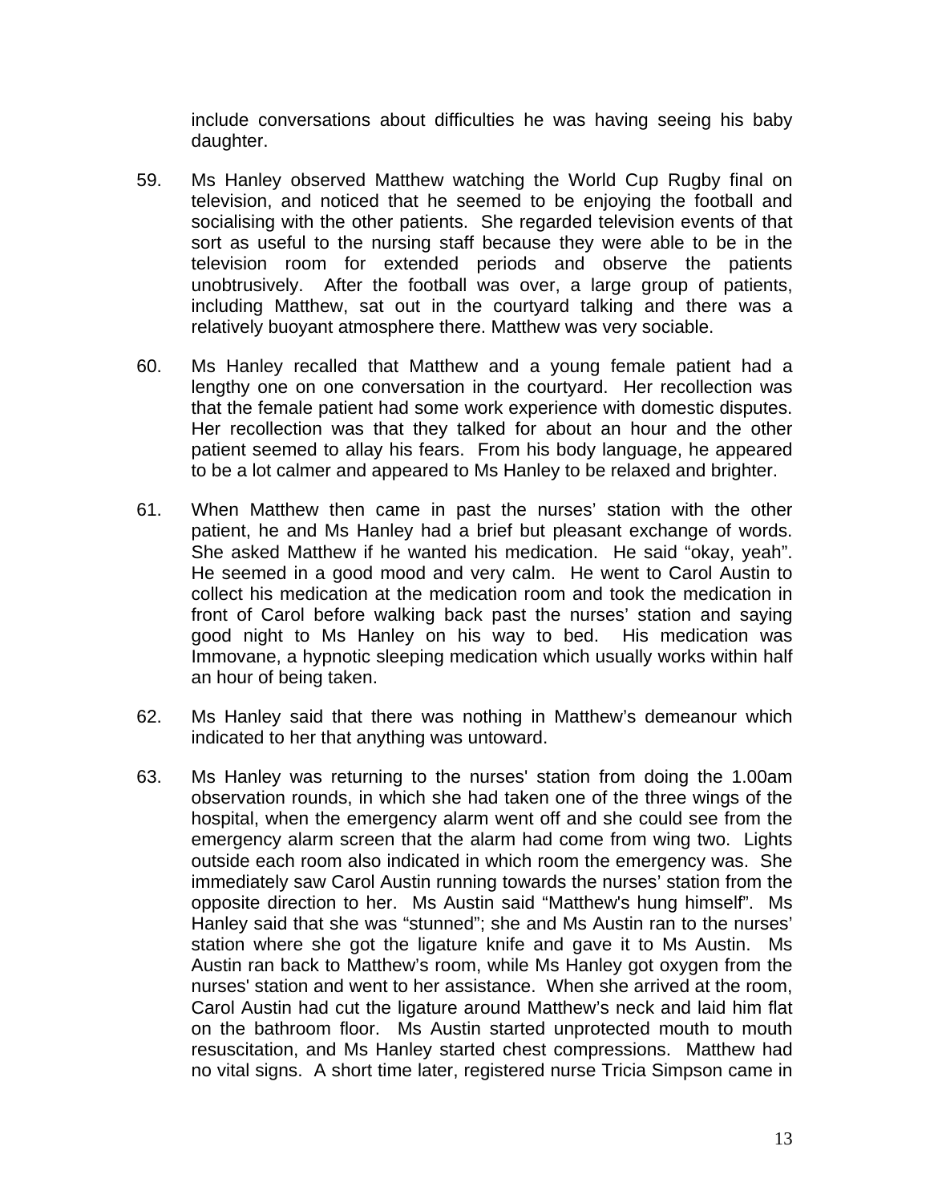include conversations about difficulties he was having seeing his baby daughter.

59. Ms Hanley observed Matthew watching the World Cup Rugby final on television, and noticed that he seemed to be enjoying the football and socialising with the other patients. She regarded television events of that sort as useful to the nursing staff because they were able to be in the television room for extended periods and observe the patients unobtrusively. After the football was over, a large group of patients, including Matthew, sat out in the courtyard talking and there was a relatively buoyant atmosphere there. Matthew was very sociable.

60. Ms Hanley recalled that Matthew and a young female patient had a lengthy one on one conversation in the courtyard. Her recollection was that the female patient had some work experience with domestic disputes. Her recollection was that they talked for about an hour and the other patient seemed to allay his fears. From his body language, he appeared to be a lot calmer and appeared to Ms Hanley to be relaxed and brighter.

61. When Matthew then came in past the nurses' station with the other patient, he and Ms Hanley had a brief but pleasant exchange of words. She asked Matthew if he wanted his medication. He said "okay, yeah". He seemed in a good mood and very calm. He went to Carol Austin to collect his medication at the medication room and took the medication in front of Carol before walking back past the nurses' station and saying good night to Ms Hanley on his way to bed. His medication was Immovane, a hypnotic sleeping medication which usually works within half an hour of being taken.

62. Ms Hanley said that there was nothing in Matthew's demeanour which indicated to her that anything was untoward.

63. Ms Hanley was returning to the nurses' station from doing the 1.00am observation rounds, in which she had taken one of the three wings of the hospital, when the emergency alarm went off and she could see from the emergency alarm screen that the alarm had come from wing two. Lights outside each room also indicated in which room the emergency was. She immediately saw Carol Austin running towards the nurses' station from the opposite direction to her. Ms Austin said "Matthew's hung himself". Ms Hanley said that she was "stunned"; she and Ms Austin ran to the nurses' station where she got the ligature knife and gave it to Ms Austin. Ms Austin ran back to Matthew's room, while Ms Hanley got oxygen from the nurses' station and went to her assistance. When she arrived at the room, Carol Austin had cut the ligature around Matthew's neck and laid him flat on the bathroom floor. Ms Austin started unprotected mouth to mouth resuscitation, and Ms Hanley started chest compressions. Matthew had no vital signs. A short time later, registered nurse Tricia Simpson came in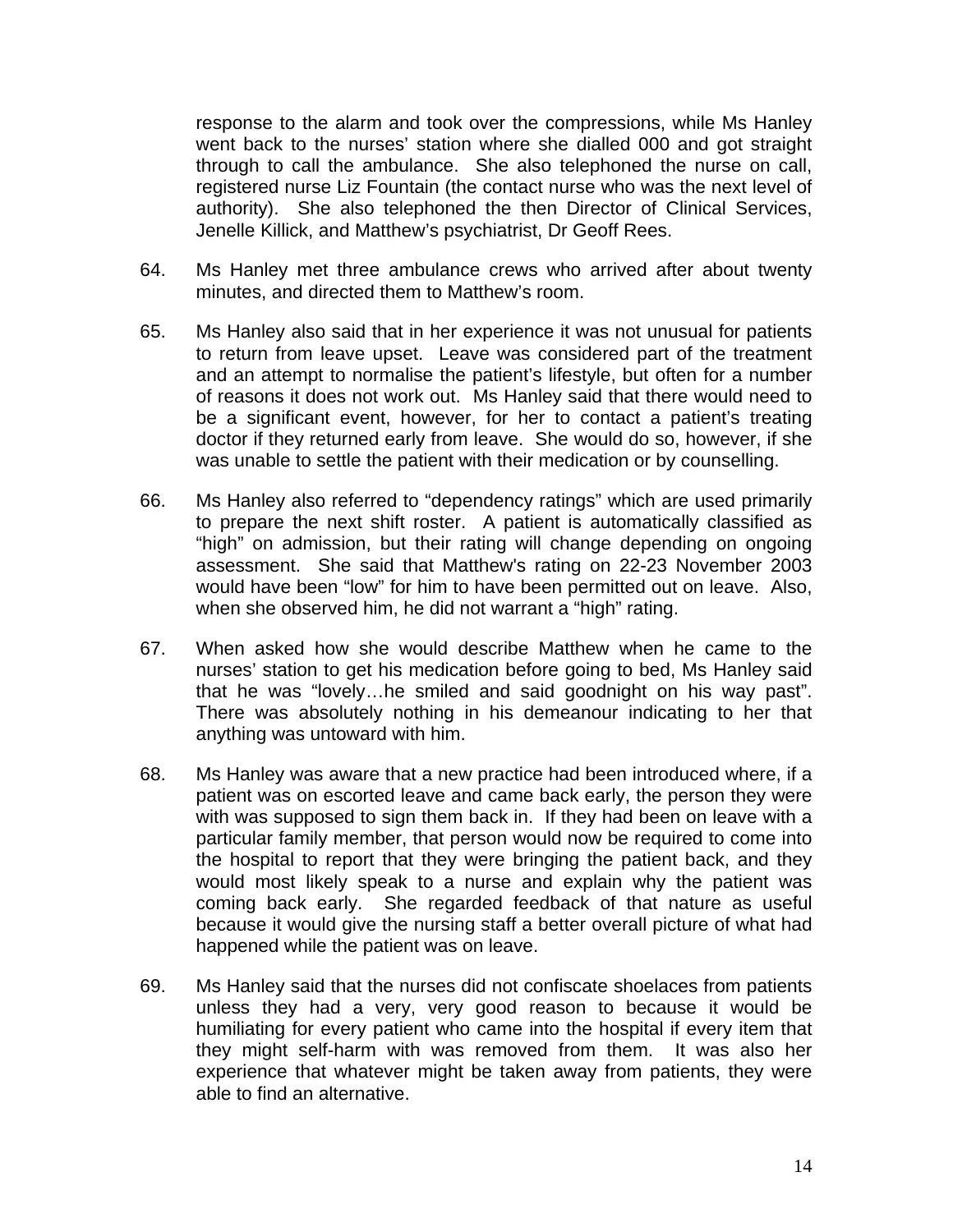response to the alarm and took over the compressions, while Ms Hanley went back to the nurses' station where she dialled 000 and got straight through to call the ambulance. She also telephoned the nurse on call, registered nurse Liz Fountain (the contact nurse who was the next level of authority). She also telephoned the then Director of Clinical Services, Jenelle Killick, and Matthew's psychiatrist, Dr Geoff Rees.

64. Ms Hanley met three ambulance crews who arrived after about twenty minutes, and directed them to Matthew's room.

65. Ms Hanley also said that in her experience it was not unusual for patients to return from leave upset. Leave was considered part of the treatment and an attempt to normalise the patient's lifestyle, but often for a number of reasons it does not work out. Ms Hanley said that there would need to be a significant event, however, for her to contact a patient's treating doctor if they returned early from leave. She would do so, however, if she was unable to settle the patient with their medication or by counselling.

66. Ms Hanley also referred to "dependency ratings" which are used primarily to prepare the next shift roster. A patient is automatically classified as "high" on admission, but their rating will change depending on ongoing assessment. She said that Matthew's rating on 22-23 November 2003 would have been "low" for him to have been permitted out on leave. Also, when she observed him, he did not warrant a "high" rating.

67. When asked how she would describe Matthew when he came to the nurses' station to get his medication before going to bed, Ms Hanley said that he was "lovely…he smiled and said goodnight on his way past". There was absolutely nothing in his demeanour indicating to her that anything was untoward with him.

68. Ms Hanley was aware that a new practice had been introduced where, if a patient was on escorted leave and came back early, the person they were with was supposed to sign them back in. If they had been on leave with a particular family member, that person would now be required to come into the hospital to report that they were bringing the patient back, and they would most likely speak to a nurse and explain why the patient was coming back early. She regarded feedback of that nature as useful because it would give the nursing staff a better overall picture of what had happened while the patient was on leave.

69. Ms Hanley said that the nurses did not confiscate shoelaces from patients unless they had a very, very good reason to because it would be humiliating for every patient who came into the hospital if every item that they might self-harm with was removed from them. It was also her experience that whatever might be taken away from patients, they were able to find an alternative.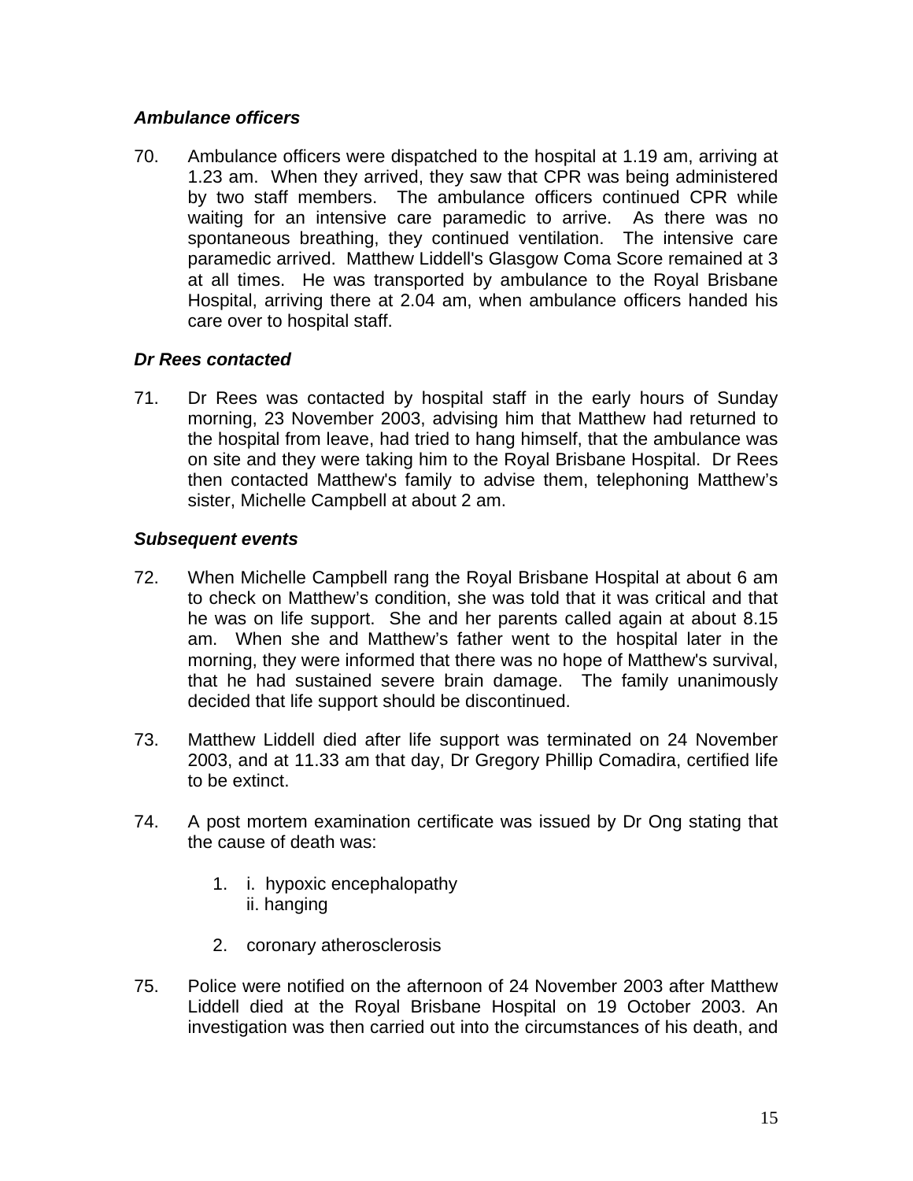### *Ambulance officers*

70. Ambulance officers were dispatched to the hospital at 1.19 am, arriving at 1.23 am. When they arrived, they saw that CPR was being administered by two staff members. The ambulance officers continued CPR while waiting for an intensive care paramedic to arrive. As there was no spontaneous breathing, they continued ventilation. The intensive care paramedic arrived. Matthew Liddell's Glasgow Coma Score remained at 3 at all times. He was transported by ambulance to the Royal Brisbane Hospital, arriving there at 2.04 am, when ambulance officers handed his care over to hospital staff.

### *Dr Rees contacted*

71. Dr Rees was contacted by hospital staff in the early hours of Sunday morning, 23 November 2003, advising him that Matthew had returned to the hospital from leave, had tried to hang himself, that the ambulance was on site and they were taking him to the Royal Brisbane Hospital. Dr Rees then contacted Matthew's family to advise them, telephoning Matthew's sister, Michelle Campbell at about 2 am.

### *Subsequent events*

72. When Michelle Campbell rang the Royal Brisbane Hospital at about 6 am to check on Matthew's condition, she was told that it was critical and that he was on life support. She and her parents called again at about 8.15 am. When she and Matthew's father went to the hospital later in the morning, they were informed that there was no hope of Matthew's survival, that he had sustained severe brain damage. The family unanimously decided that life support should be discontinued.

73. Matthew Liddell died after life support was terminated on 24 November 2003, and at 11.33 am that day, Dr Gregory Phillip Comadira, certified life to be extinct.

74. A post mortem examination certificate was issued by Dr Ong stating that the cause of death was:

    1. i. hypoxic encephalopathy
       ii. hanging

    2. coronary atherosclerosis

75. Police were notified on the afternoon of 24 November 2003 after Matthew Liddell died at the Royal Brisbane Hospital on 19 October 2003. An investigation was then carried out into the circumstances of his death, and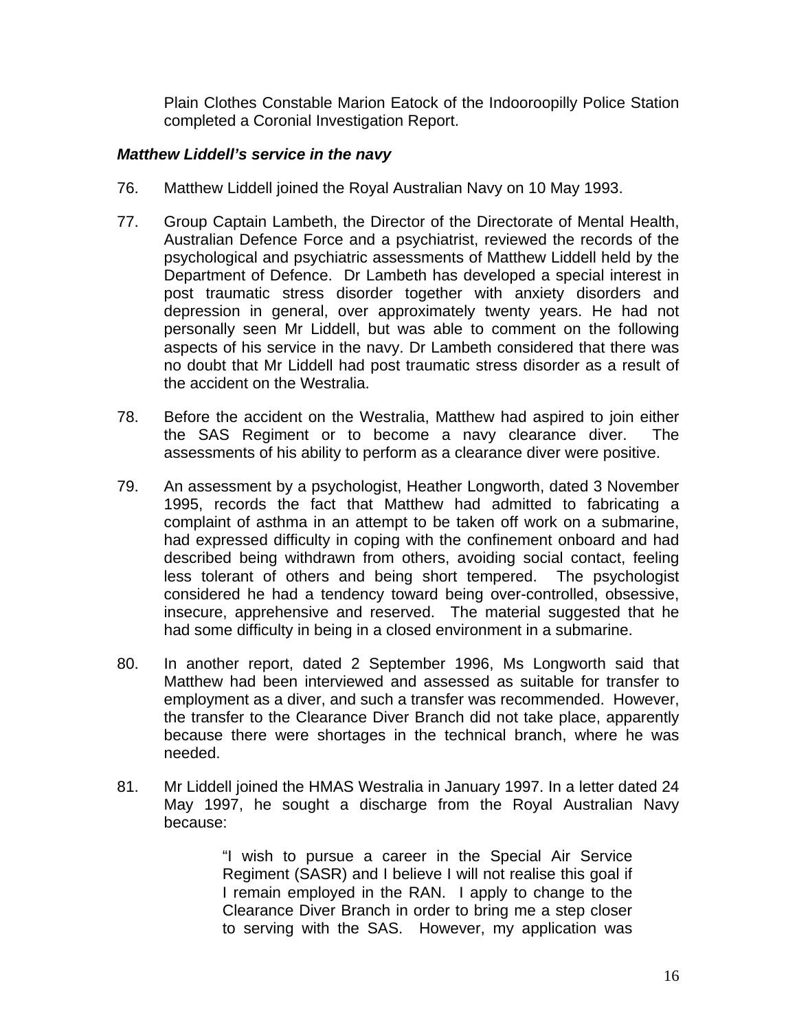Plain Clothes Constable Marion Eatock of the Indooroopilly Police Station completed a Coronial Investigation Report.

***Matthew Liddell's service in the navy***

76. Matthew Liddell joined the Royal Australian Navy on 10 May 1993.

77. Group Captain Lambeth, the Director of the Directorate of Mental Health, Australian Defence Force and a psychiatrist, reviewed the records of the psychological and psychiatric assessments of Matthew Liddell held by the Department of Defence. Dr Lambeth has developed a special interest in post traumatic stress disorder together with anxiety disorders and depression in general, over approximately twenty years. He had not personally seen Mr Liddell, but was able to comment on the following aspects of his service in the navy. Dr Lambeth considered that there was no doubt that Mr Liddell had post traumatic stress disorder as a result of the accident on the Westralia.

78. Before the accident on the Westralia, Matthew had aspired to join either the SAS Regiment or to become a navy clearance diver. The assessments of his ability to perform as a clearance diver were positive.

79. An assessment by a psychologist, Heather Longworth, dated 3 November 1995, records the fact that Matthew had admitted to fabricating a complaint of asthma in an attempt to be taken off work on a submarine, had expressed difficulty in coping with the confinement onboard and had described being withdrawn from others, avoiding social contact, feeling less tolerant of others and being short tempered. The psychologist considered he had a tendency toward being over-controlled, obsessive, insecure, apprehensive and reserved. The material suggested that he had some difficulty in being in a closed environment in a submarine.

80. In another report, dated 2 September 1996, Ms Longworth said that Matthew had been interviewed and assessed as suitable for transfer to employment as a diver, and such a transfer was recommended. However, the transfer to the Clearance Diver Branch did not take place, apparently because there were shortages in the technical branch, where he was needed.

81. Mr Liddell joined the HMAS Westralia in January 1997. In a letter dated 24 May 1997, he sought a discharge from the Royal Australian Navy because:

> "I wish to pursue a career in the Special Air Service Regiment (SASR) and I believe I will not realise this goal if I remain employed in the RAN. I apply to change to the Clearance Diver Branch in order to bring me a step closer to serving with the SAS. However, my application was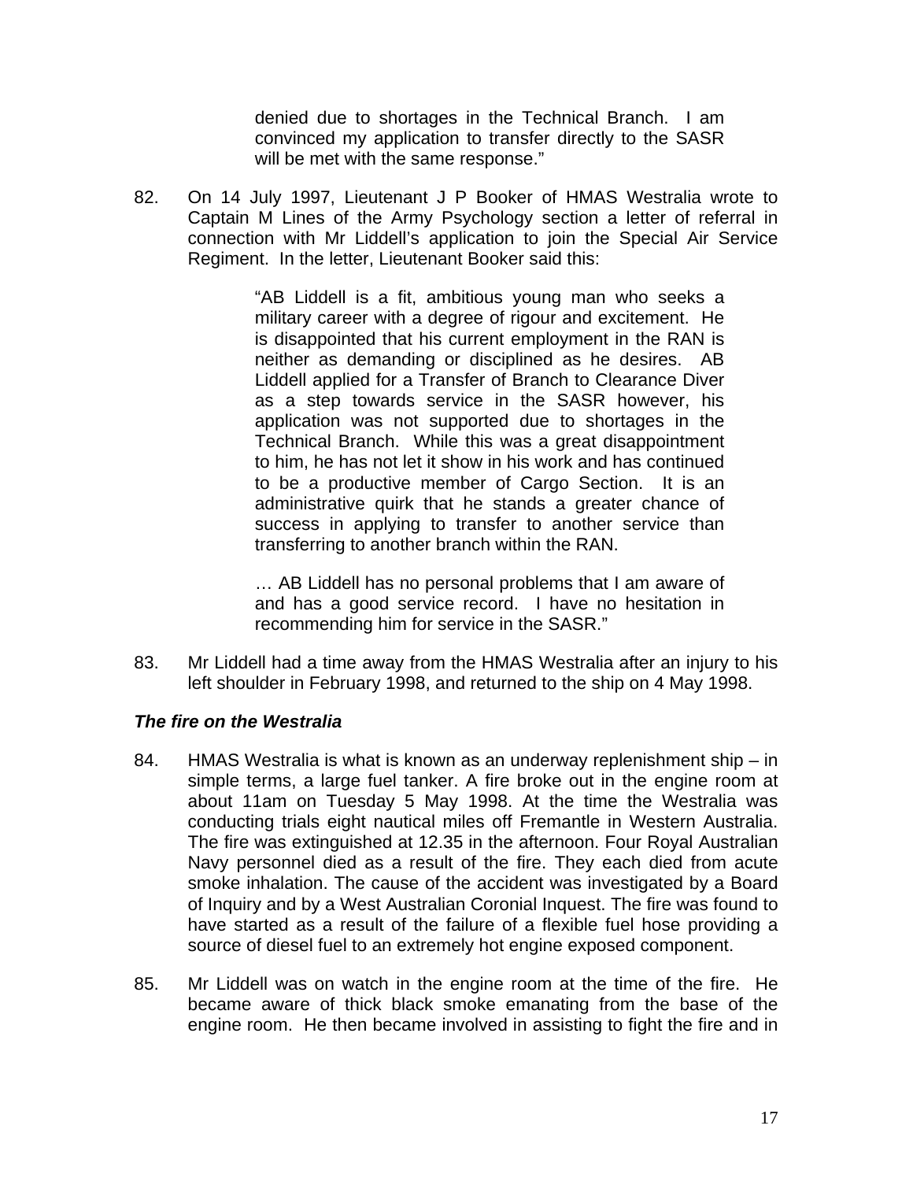> denied due to shortages in the Technical Branch. I am convinced my application to transfer directly to the SASR will be met with the same response."

82. On 14 July 1997, Lieutenant J P Booker of HMAS Westralia wrote to Captain M Lines of the Army Psychology section a letter of referral in connection with Mr Liddell's application to join the Special Air Service Regiment. In the letter, Lieutenant Booker said this:

> "AB Liddell is a fit, ambitious young man who seeks a military career with a degree of rigour and excitement. He is disappointed that his current employment in the RAN is neither as demanding or disciplined as he desires. AB Liddell applied for a Transfer of Branch to Clearance Diver as a step towards service in the SASR however, his application was not supported due to shortages in the Technical Branch. While this was a great disappointment to him, he has not let it show in his work and has continued to be a productive member of Cargo Section. It is an administrative quirk that he stands a greater chance of success in applying to transfer to another service than transferring to another branch within the RAN.
>
> … AB Liddell has no personal problems that I am aware of and has a good service record. I have no hesitation in recommending him for service in the SASR."

83. Mr Liddell had a time away from the HMAS Westralia after an injury to his left shoulder in February 1998, and returned to the ship on 4 May 1998.

### *The fire on the Westralia*

84. HMAS Westralia is what is known as an underway replenishment ship – in simple terms, a large fuel tanker. A fire broke out in the engine room at about 11am on Tuesday 5 May 1998. At the time the Westralia was conducting trials eight nautical miles off Fremantle in Western Australia. The fire was extinguished at 12.35 in the afternoon. Four Royal Australian Navy personnel died as a result of the fire. They each died from acute smoke inhalation. The cause of the accident was investigated by a Board of Inquiry and by a West Australian Coronial Inquest. The fire was found to have started as a result of the failure of a flexible fuel hose providing a source of diesel fuel to an extremely hot engine exposed component.

85. Mr Liddell was on watch in the engine room at the time of the fire. He became aware of thick black smoke emanating from the base of the engine room. He then became involved in assisting to fight the fire and in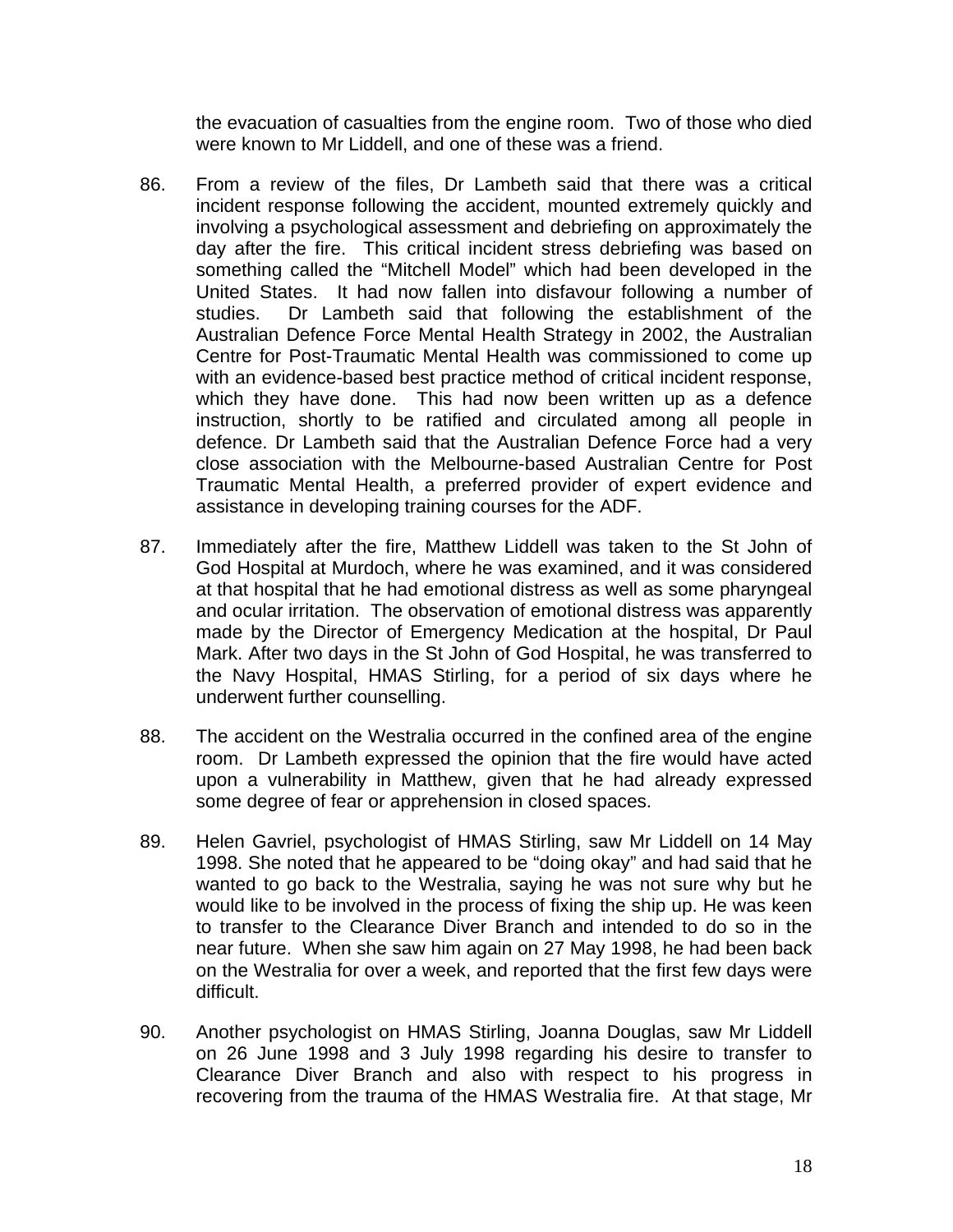the evacuation of casualties from the engine room. Two of those who died were known to Mr Liddell, and one of these was a friend.

86. From a review of the files, Dr Lambeth said that there was a critical incident response following the accident, mounted extremely quickly and involving a psychological assessment and debriefing on approximately the day after the fire. This critical incident stress debriefing was based on something called the "Mitchell Model" which had been developed in the United States. It had now fallen into disfavour following a number of studies. Dr Lambeth said that following the establishment of the Australian Defence Force Mental Health Strategy in 2002, the Australian Centre for Post-Traumatic Mental Health was commissioned to come up with an evidence-based best practice method of critical incident response, which they have done. This had now been written up as a defence instruction, shortly to be ratified and circulated among all people in defence. Dr Lambeth said that the Australian Defence Force had a very close association with the Melbourne-based Australian Centre for Post Traumatic Mental Health, a preferred provider of expert evidence and assistance in developing training courses for the ADF.

87. Immediately after the fire, Matthew Liddell was taken to the St John of God Hospital at Murdoch, where he was examined, and it was considered at that hospital that he had emotional distress as well as some pharyngeal and ocular irritation. The observation of emotional distress was apparently made by the Director of Emergency Medication at the hospital, Dr Paul Mark. After two days in the St John of God Hospital, he was transferred to the Navy Hospital, HMAS Stirling, for a period of six days where he underwent further counselling.

88. The accident on the Westralia occurred in the confined area of the engine room. Dr Lambeth expressed the opinion that the fire would have acted upon a vulnerability in Matthew, given that he had already expressed some degree of fear or apprehension in closed spaces.

89. Helen Gavriel, psychologist of HMAS Stirling, saw Mr Liddell on 14 May 1998. She noted that he appeared to be "doing okay" and had said that he wanted to go back to the Westralia, saying he was not sure why but he would like to be involved in the process of fixing the ship up. He was keen to transfer to the Clearance Diver Branch and intended to do so in the near future. When she saw him again on 27 May 1998, he had been back on the Westralia for over a week, and reported that the first few days were difficult.

90. Another psychologist on HMAS Stirling, Joanna Douglas, saw Mr Liddell on 26 June 1998 and 3 July 1998 regarding his desire to transfer to Clearance Diver Branch and also with respect to his progress in recovering from the trauma of the HMAS Westralia fire. At that stage, Mr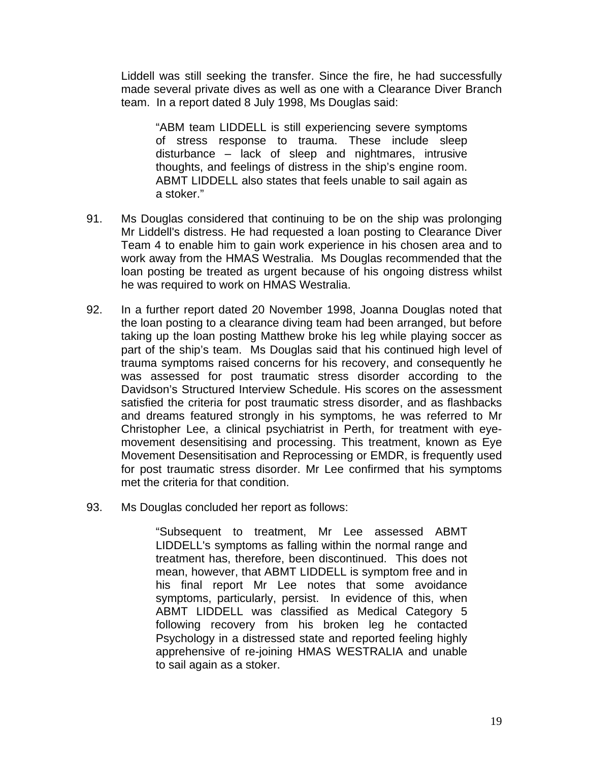Liddell was still seeking the transfer. Since the fire, he had successfully made several private dives as well as one with a Clearance Diver Branch team. In a report dated 8 July 1998, Ms Douglas said:

> "ABM team LIDDELL is still experiencing severe symptoms of stress response to trauma. These include sleep disturbance – lack of sleep and nightmares, intrusive thoughts, and feelings of distress in the ship's engine room. ABMT LIDDELL also states that feels unable to sail again as a stoker."

91. Ms Douglas considered that continuing to be on the ship was prolonging Mr Liddell's distress. He had requested a loan posting to Clearance Diver Team 4 to enable him to gain work experience in his chosen area and to work away from the HMAS Westralia. Ms Douglas recommended that the loan posting be treated as urgent because of his ongoing distress whilst he was required to work on HMAS Westralia.

92. In a further report dated 20 November 1998, Joanna Douglas noted that the loan posting to a clearance diving team had been arranged, but before taking up the loan posting Matthew broke his leg while playing soccer as part of the ship's team. Ms Douglas said that his continued high level of trauma symptoms raised concerns for his recovery, and consequently he was assessed for post traumatic stress disorder according to the Davidson's Structured Interview Schedule. His scores on the assessment satisfied the criteria for post traumatic stress disorder, and as flashbacks and dreams featured strongly in his symptoms, he was referred to Mr Christopher Lee, a clinical psychiatrist in Perth, for treatment with eye-movement desensitising and processing. This treatment, known as Eye Movement Desensitisation and Reprocessing or EMDR, is frequently used for post traumatic stress disorder. Mr Lee confirmed that his symptoms met the criteria for that condition.

93. Ms Douglas concluded her report as follows:

> "Subsequent to treatment, Mr Lee assessed ABMT LIDDELL's symptoms as falling within the normal range and treatment has, therefore, been discontinued. This does not mean, however, that ABMT LIDDELL is symptom free and in his final report Mr Lee notes that some avoidance symptoms, particularly, persist. In evidence of this, when ABMT LIDDELL was classified as Medical Category 5 following recovery from his broken leg he contacted Psychology in a distressed state and reported feeling highly apprehensive of re-joining HMAS WESTRALIA and unable to sail again as a stoker.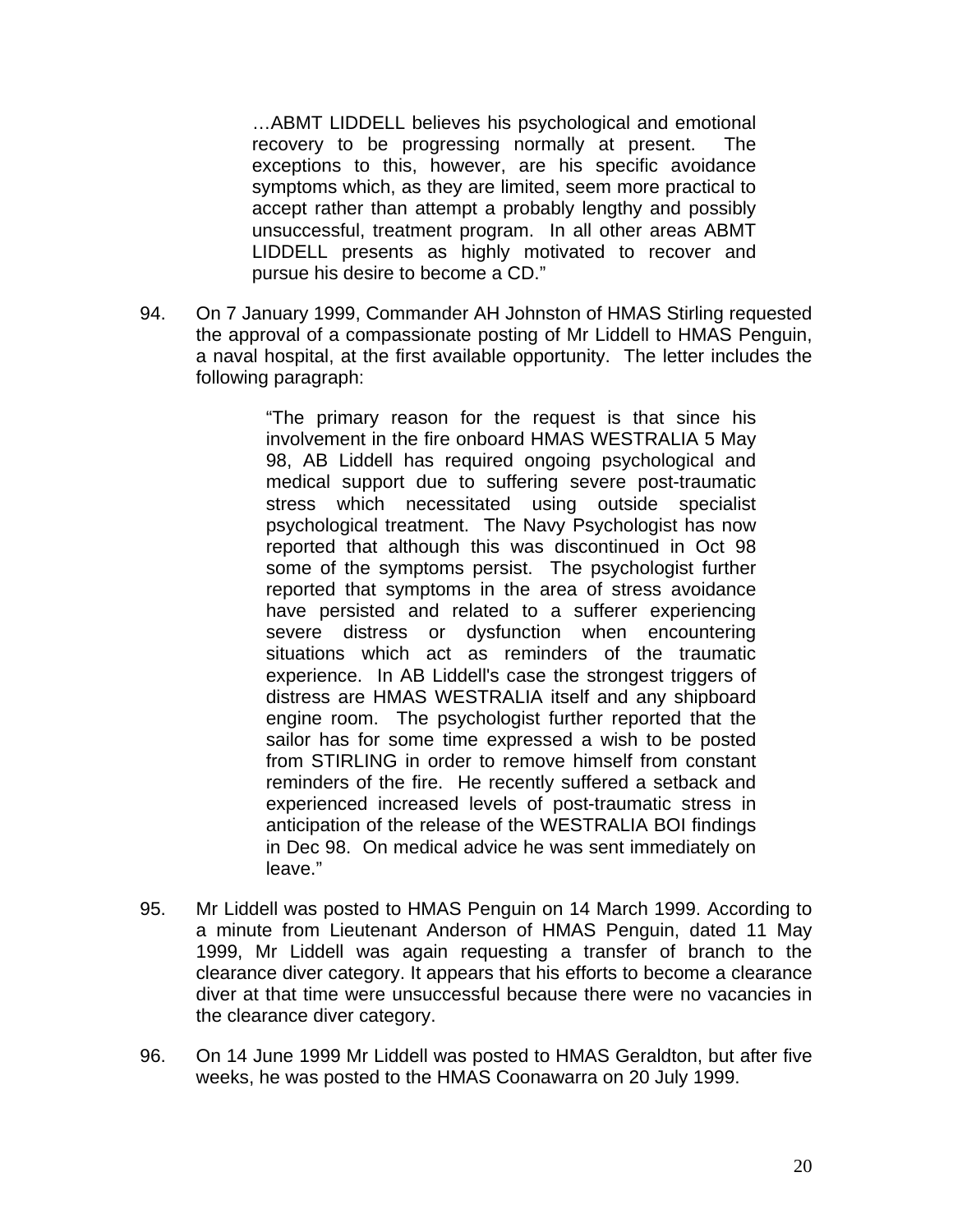> …ABMT LIDDELL believes his psychological and emotional recovery to be progressing normally at present. The exceptions to this, however, are his specific avoidance symptoms which, as they are limited, seem more practical to accept rather than attempt a probably lengthy and possibly unsuccessful, treatment program. In all other areas ABMT LIDDELL presents as highly motivated to recover and pursue his desire to become a CD."

94. On 7 January 1999, Commander AH Johnston of HMAS Stirling requested the approval of a compassionate posting of Mr Liddell to HMAS Penguin, a naval hospital, at the first available opportunity. The letter includes the following paragraph:

> "The primary reason for the request is that since his involvement in the fire onboard HMAS WESTRALIA 5 May 98, AB Liddell has required ongoing psychological and medical support due to suffering severe post-traumatic stress which necessitated using outside specialist psychological treatment. The Navy Psychologist has now reported that although this was discontinued in Oct 98 some of the symptoms persist. The psychologist further reported that symptoms in the area of stress avoidance have persisted and related to a sufferer experiencing severe distress or dysfunction when encountering situations which act as reminders of the traumatic experience. In AB Liddell's case the strongest triggers of distress are HMAS WESTRALIA itself and any shipboard engine room. The psychologist further reported that the sailor has for some time expressed a wish to be posted from STIRLING in order to remove himself from constant reminders of the fire. He recently suffered a setback and experienced increased levels of post-traumatic stress in anticipation of the release of the WESTRALIA BOI findings in Dec 98. On medical advice he was sent immediately on leave."

95. Mr Liddell was posted to HMAS Penguin on 14 March 1999. According to a minute from Lieutenant Anderson of HMAS Penguin, dated 11 May 1999, Mr Liddell was again requesting a transfer of branch to the clearance diver category. It appears that his efforts to become a clearance diver at that time were unsuccessful because there were no vacancies in the clearance diver category.

96. On 14 June 1999 Mr Liddell was posted to HMAS Geraldton, but after five weeks, he was posted to the HMAS Coonawarra on 20 July 1999.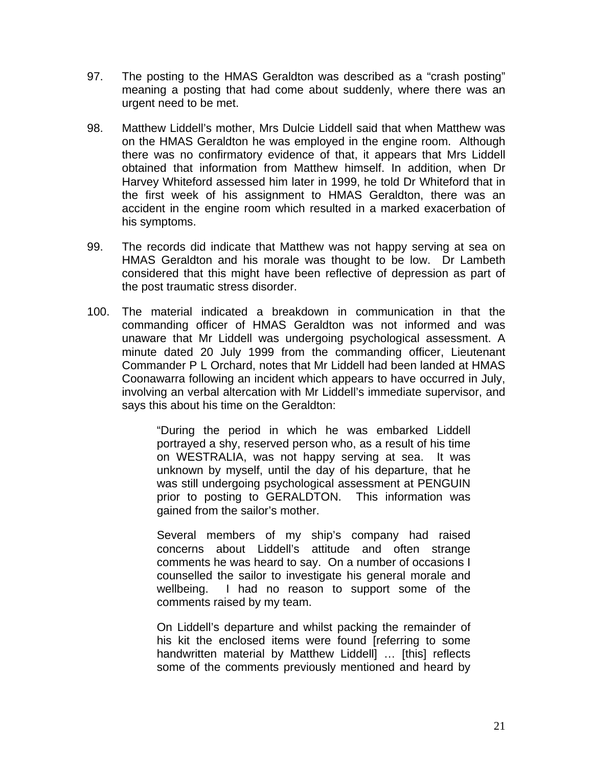97. The posting to the HMAS Geraldton was described as a “crash posting” meaning a posting that had come about suddenly, where there was an urgent need to be met.

98. Matthew Liddell’s mother, Mrs Dulcie Liddell said that when Matthew was on the HMAS Geraldton he was employed in the engine room. Although there was no confirmatory evidence of that, it appears that Mrs Liddell obtained that information from Matthew himself. In addition, when Dr Harvey Whiteford assessed him later in 1999, he told Dr Whiteford that in the first week of his assignment to HMAS Geraldton, there was an accident in the engine room which resulted in a marked exacerbation of his symptoms.

99. The records did indicate that Matthew was not happy serving at sea on HMAS Geraldton and his morale was thought to be low. Dr Lambeth considered that this might have been reflective of depression as part of the post traumatic stress disorder.

100. The material indicated a breakdown in communication in that the commanding officer of HMAS Geraldton was not informed and was unaware that Mr Liddell was undergoing psychological assessment. A minute dated 20 July 1999 from the commanding officer, Lieutenant Commander P L Orchard, notes that Mr Liddell had been landed at HMAS Coonawarra following an incident which appears to have occurred in July, involving an verbal altercation with Mr Liddell’s immediate supervisor, and says this about his time on the Geraldton:

> “During the period in which he was embarked Liddell portrayed a shy, reserved person who, as a result of his time on WESTRALIA, was not happy serving at sea. It was unknown by myself, until the day of his departure, that he was still undergoing psychological assessment at PENGUIN prior to posting to GERALDTON. This information was gained from the sailor’s mother.
>
> Several members of my ship’s company had raised concerns about Liddell’s attitude and often strange comments he was heard to say. On a number of occasions I counselled the sailor to investigate his general morale and wellbeing. I had no reason to support some of the comments raised by my team.
>
> On Liddell’s departure and whilst packing the remainder of his kit the enclosed items were found [referring to some handwritten material by Matthew Liddell] … [this] reflects some of the comments previously mentioned and heard by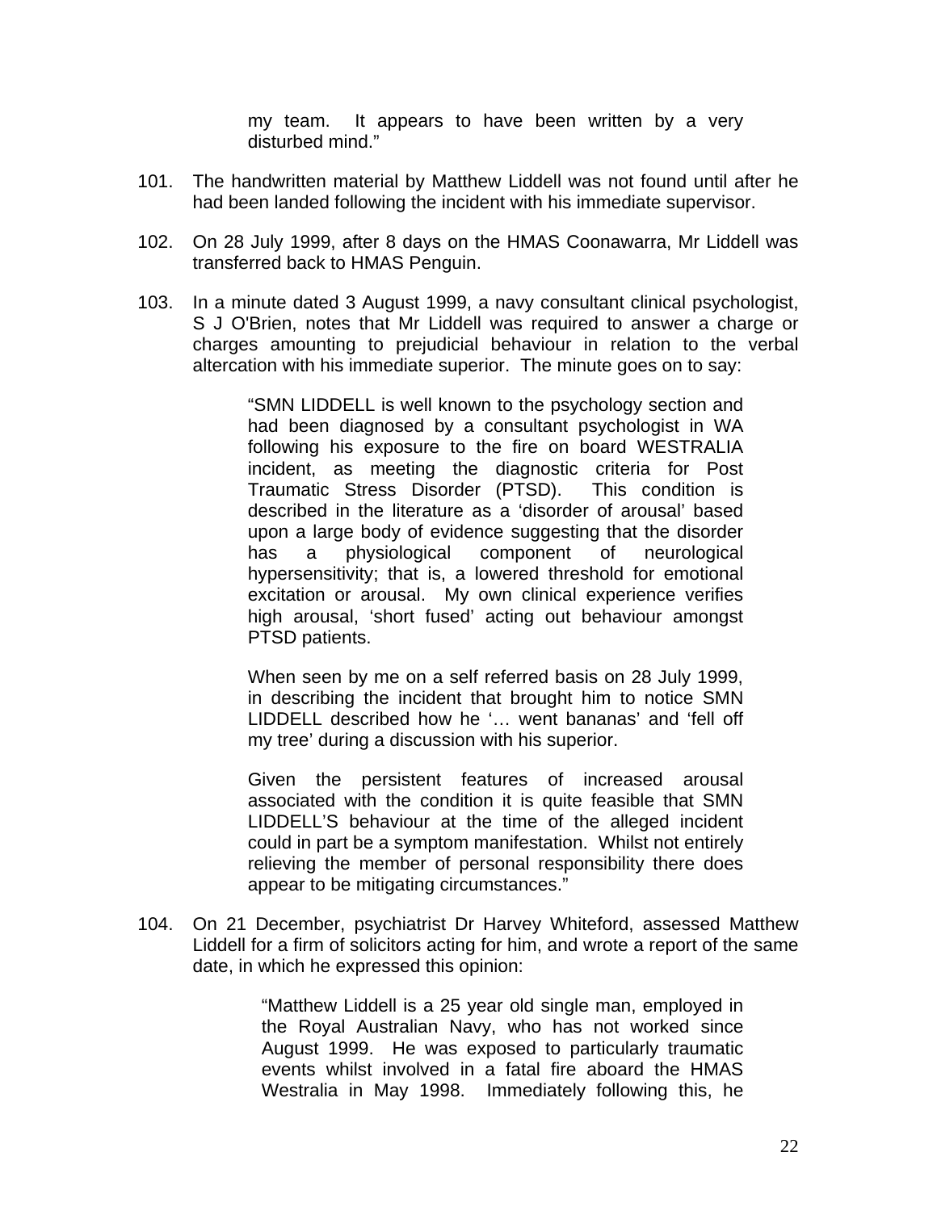> my team. It appears to have been written by a very disturbed mind."

101. The handwritten material by Matthew Liddell was not found until after he had been landed following the incident with his immediate supervisor.

102. On 28 July 1999, after 8 days on the HMAS Coonawarra, Mr Liddell was transferred back to HMAS Penguin.

103. In a minute dated 3 August 1999, a navy consultant clinical psychologist, S J O'Brien, notes that Mr Liddell was required to answer a charge or charges amounting to prejudicial behaviour in relation to the verbal altercation with his immediate superior. The minute goes on to say:

> "SMN LIDDELL is well known to the psychology section and had been diagnosed by a consultant psychologist in WA following his exposure to the fire on board WESTRALIA incident, as meeting the diagnostic criteria for Post Traumatic Stress Disorder (PTSD). This condition is described in the literature as a 'disorder of arousal' based upon a large body of evidence suggesting that the disorder has a physiological component of neurological hypersensitivity; that is, a lowered threshold for emotional excitation or arousal. My own clinical experience verifies high arousal, 'short fused' acting out behaviour amongst PTSD patients.
>
> When seen by me on a self referred basis on 28 July 1999, in describing the incident that brought him to notice SMN LIDDELL described how he '… went bananas' and 'fell off my tree' during a discussion with his superior.
>
> Given the persistent features of increased arousal associated with the condition it is quite feasible that SMN LIDDELL'S behaviour at the time of the alleged incident could in part be a symptom manifestation. Whilst not entirely relieving the member of personal responsibility there does appear to be mitigating circumstances."

104. On 21 December, psychiatrist Dr Harvey Whiteford, assessed Matthew Liddell for a firm of solicitors acting for him, and wrote a report of the same date, in which he expressed this opinion:

> "Matthew Liddell is a 25 year old single man, employed in the Royal Australian Navy, who has not worked since August 1999. He was exposed to particularly traumatic events whilst involved in a fatal fire aboard the HMAS Westralia in May 1998. Immediately following this, he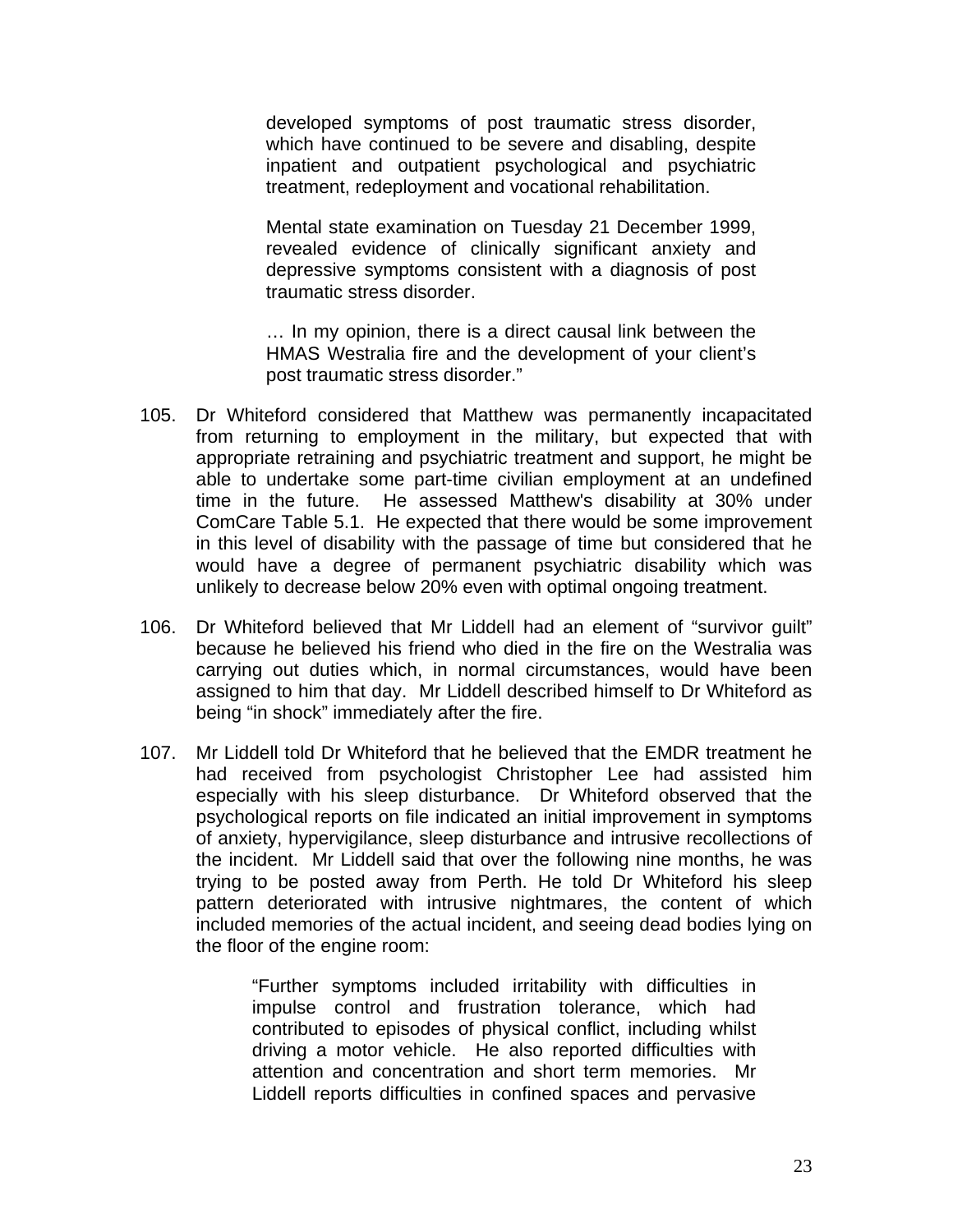> developed symptoms of post traumatic stress disorder, which have continued to be severe and disabling, despite inpatient and outpatient psychological and psychiatric treatment, redeployment and vocational rehabilitation.
>
> Mental state examination on Tuesday 21 December 1999, revealed evidence of clinically significant anxiety and depressive symptoms consistent with a diagnosis of post traumatic stress disorder.
>
> … In my opinion, there is a direct causal link between the HMAS Westralia fire and the development of your client's post traumatic stress disorder."

105. Dr Whiteford considered that Matthew was permanently incapacitated from returning to employment in the military, but expected that with appropriate retraining and psychiatric treatment and support, he might be able to undertake some part-time civilian employment at an undefined time in the future. He assessed Matthew's disability at 30% under ComCare Table 5.1. He expected that there would be some improvement in this level of disability with the passage of time but considered that he would have a degree of permanent psychiatric disability which was unlikely to decrease below 20% even with optimal ongoing treatment.

106. Dr Whiteford believed that Mr Liddell had an element of "survivor guilt" because he believed his friend who died in the fire on the Westralia was carrying out duties which, in normal circumstances, would have been assigned to him that day. Mr Liddell described himself to Dr Whiteford as being "in shock" immediately after the fire.

107. Mr Liddell told Dr Whiteford that he believed that the EMDR treatment he had received from psychologist Christopher Lee had assisted him especially with his sleep disturbance. Dr Whiteford observed that the psychological reports on file indicated an initial improvement in symptoms of anxiety, hypervigilance, sleep disturbance and intrusive recollections of the incident. Mr Liddell said that over the following nine months, he was trying to be posted away from Perth. He told Dr Whiteford his sleep pattern deteriorated with intrusive nightmares, the content of which included memories of the actual incident, and seeing dead bodies lying on the floor of the engine room:

> "Further symptoms included irritability with difficulties in impulse control and frustration tolerance, which had contributed to episodes of physical conflict, including whilst driving a motor vehicle. He also reported difficulties with attention and concentration and short term memories. Mr Liddell reports difficulties in confined spaces and pervasive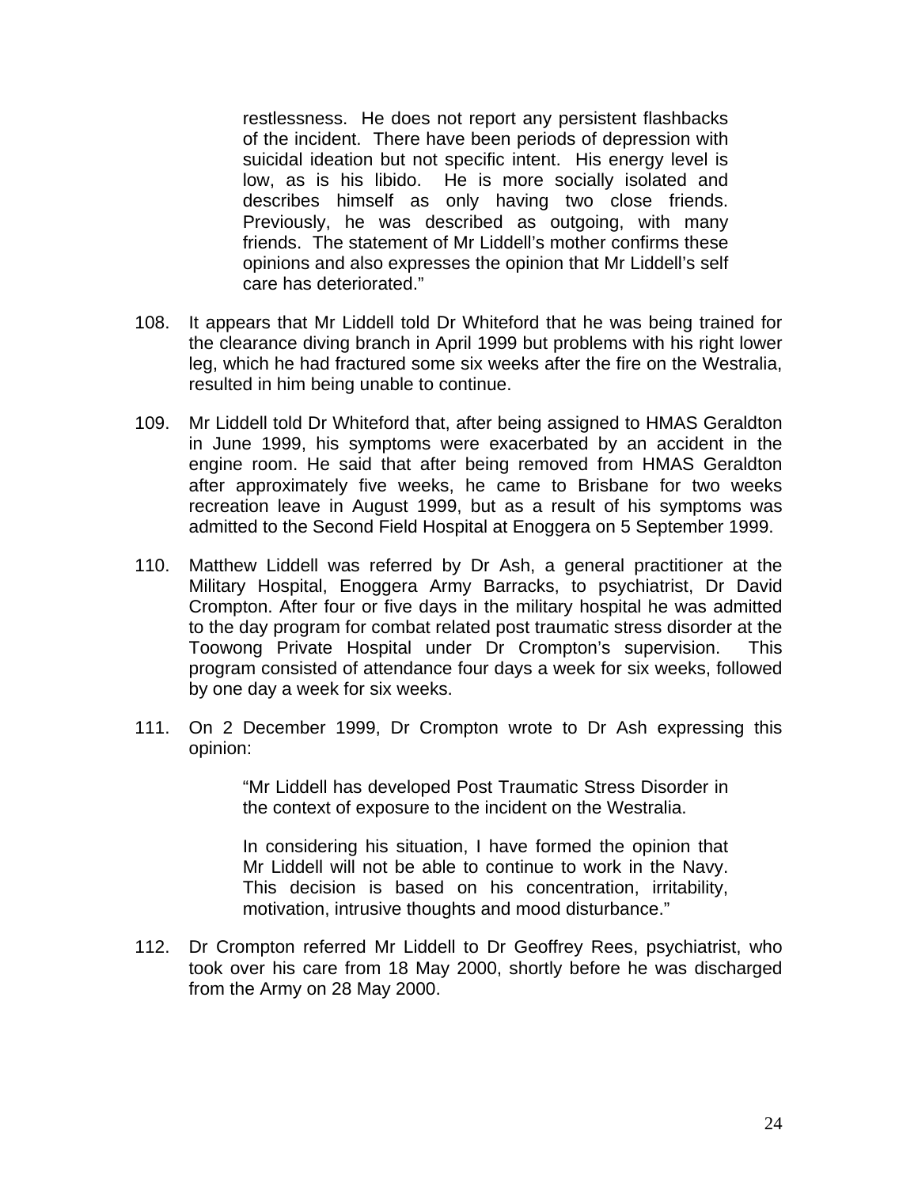> restlessness. He does not report any persistent flashbacks of the incident. There have been periods of depression with suicidal ideation but not specific intent. His energy level is low, as is his libido. He is more socially isolated and describes himself as only having two close friends. Previously, he was described as outgoing, with many friends. The statement of Mr Liddell's mother confirms these opinions and also expresses the opinion that Mr Liddell's self care has deteriorated."

108. It appears that Mr Liddell told Dr Whiteford that he was being trained for the clearance diving branch in April 1999 but problems with his right lower leg, which he had fractured some six weeks after the fire on the Westralia, resulted in him being unable to continue.

109. Mr Liddell told Dr Whiteford that, after being assigned to HMAS Geraldton in June 1999, his symptoms were exacerbated by an accident in the engine room. He said that after being removed from HMAS Geraldton after approximately five weeks, he came to Brisbane for two weeks recreation leave in August 1999, but as a result of his symptoms was admitted to the Second Field Hospital at Enoggera on 5 September 1999.

110. Matthew Liddell was referred by Dr Ash, a general practitioner at the Military Hospital, Enoggera Army Barracks, to psychiatrist, Dr David Crompton. After four or five days in the military hospital he was admitted to the day program for combat related post traumatic stress disorder at the Toowong Private Hospital under Dr Crompton's supervision. This program consisted of attendance four days a week for six weeks, followed by one day a week for six weeks.

111. On 2 December 1999, Dr Crompton wrote to Dr Ash expressing this opinion:

> "Mr Liddell has developed Post Traumatic Stress Disorder in the context of exposure to the incident on the Westralia.
>
> In considering his situation, I have formed the opinion that Mr Liddell will not be able to continue to work in the Navy. This decision is based on his concentration, irritability, motivation, intrusive thoughts and mood disturbance."

112. Dr Crompton referred Mr Liddell to Dr Geoffrey Rees, psychiatrist, who took over his care from 18 May 2000, shortly before he was discharged from the Army on 28 May 2000.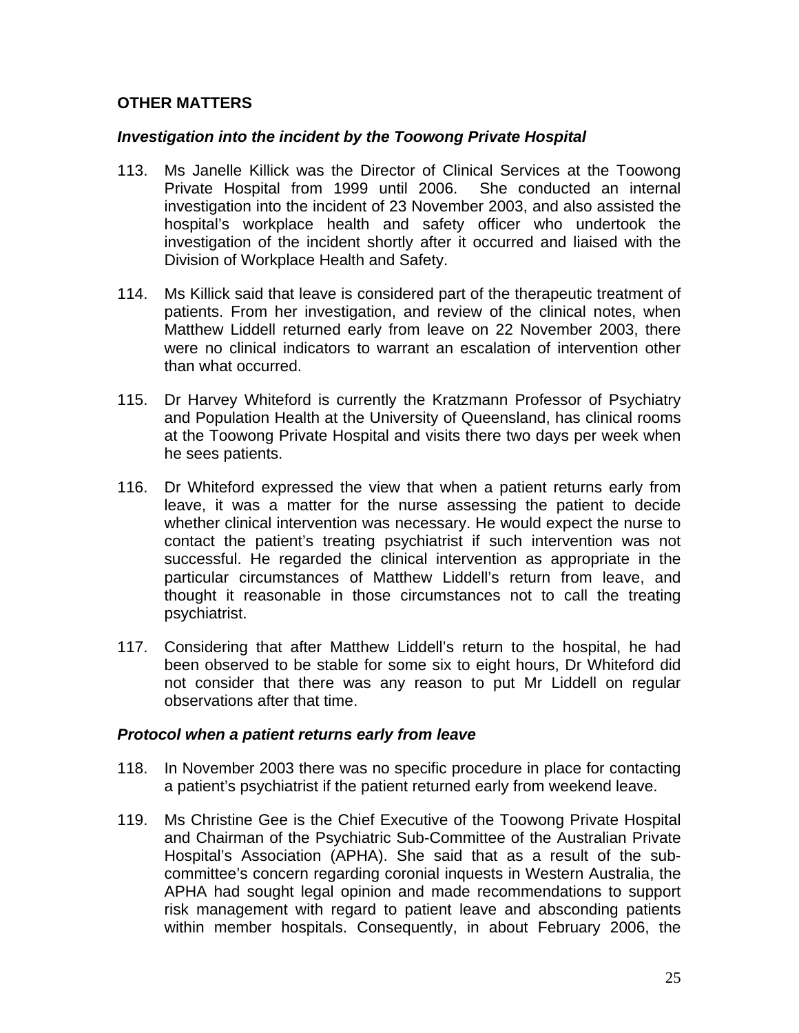## OTHER MATTERS

### *Investigation into the incident by the Toowong Private Hospital*

113. Ms Janelle Killick was the Director of Clinical Services at the Toowong Private Hospital from 1999 until 2006. She conducted an internal investigation into the incident of 23 November 2003, and also assisted the hospital's workplace health and safety officer who undertook the investigation of the incident shortly after it occurred and liaised with the Division of Workplace Health and Safety.

114. Ms Killick said that leave is considered part of the therapeutic treatment of patients. From her investigation, and review of the clinical notes, when Matthew Liddell returned early from leave on 22 November 2003, there were no clinical indicators to warrant an escalation of intervention other than what occurred.

115. Dr Harvey Whiteford is currently the Kratzmann Professor of Psychiatry and Population Health at the University of Queensland, has clinical rooms at the Toowong Private Hospital and visits there two days per week when he sees patients.

116. Dr Whiteford expressed the view that when a patient returns early from leave, it was a matter for the nurse assessing the patient to decide whether clinical intervention was necessary. He would expect the nurse to contact the patient's treating psychiatrist if such intervention was not successful. He regarded the clinical intervention as appropriate in the particular circumstances of Matthew Liddell's return from leave, and thought it reasonable in those circumstances not to call the treating psychiatrist.

117. Considering that after Matthew Liddell's return to the hospital, he had been observed to be stable for some six to eight hours, Dr Whiteford did not consider that there was any reason to put Mr Liddell on regular observations after that time.

### *Protocol when a patient returns early from leave*

118. In November 2003 there was no specific procedure in place for contacting a patient's psychiatrist if the patient returned early from weekend leave.

119. Ms Christine Gee is the Chief Executive of the Toowong Private Hospital and Chairman of the Psychiatric Sub-Committee of the Australian Private Hospital's Association (APHA). She said that as a result of the sub-committee's concern regarding coronial inquests in Western Australia, the APHA had sought legal opinion and made recommendations to support risk management with regard to patient leave and absconding patients within member hospitals. Consequently, in about February 2006, the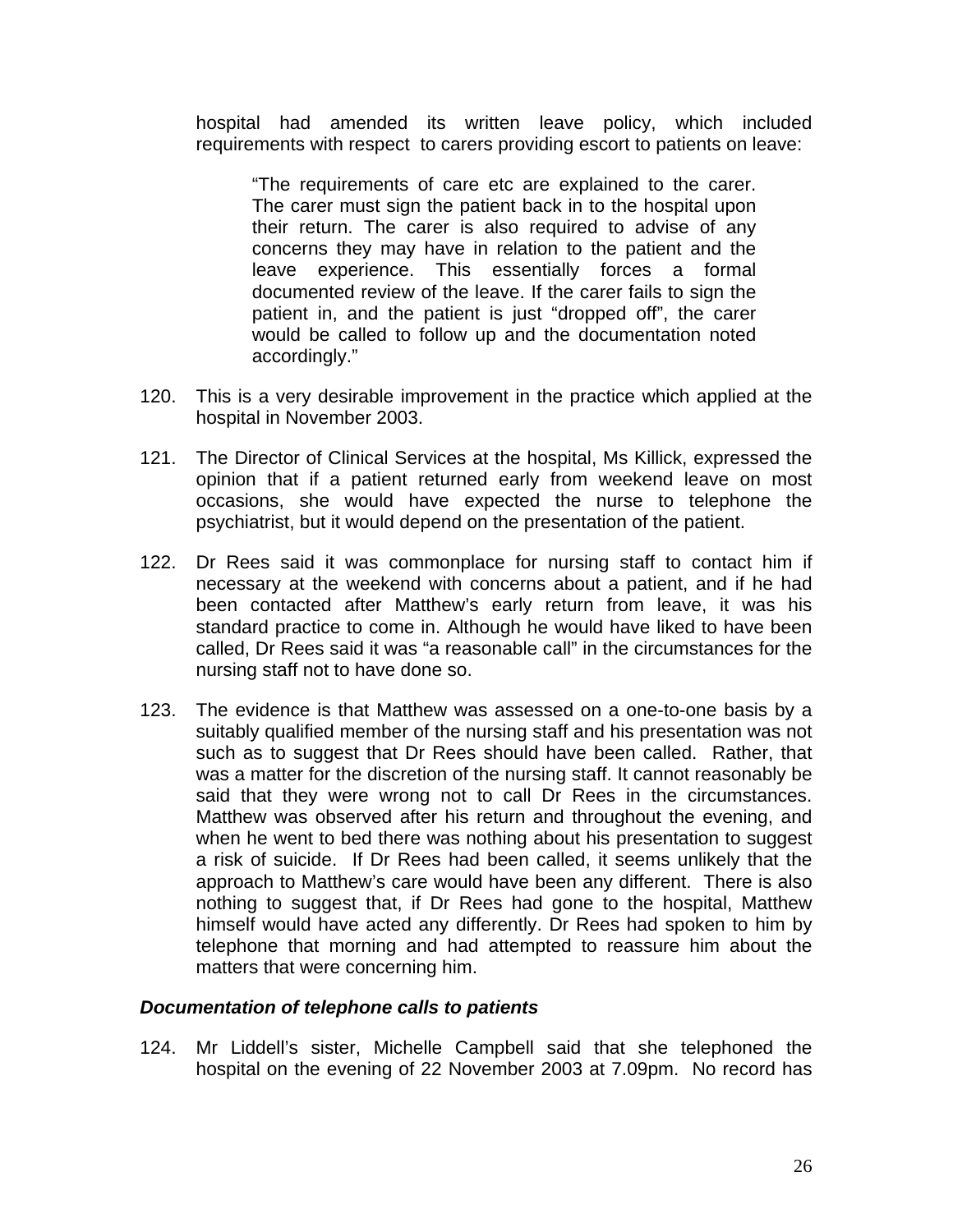hospital had amended its written leave policy, which included requirements with respect to carers providing escort to patients on leave:

> "The requirements of care etc are explained to the carer. The carer must sign the patient back in to the hospital upon their return. The carer is also required to advise of any concerns they may have in relation to the patient and the leave experience. This essentially forces a formal documented review of the leave. If the carer fails to sign the patient in, and the patient is just "dropped off", the carer would be called to follow up and the documentation noted accordingly."

120. This is a very desirable improvement in the practice which applied at the hospital in November 2003.

121. The Director of Clinical Services at the hospital, Ms Killick, expressed the opinion that if a patient returned early from weekend leave on most occasions, she would have expected the nurse to telephone the psychiatrist, but it would depend on the presentation of the patient.

122. Dr Rees said it was commonplace for nursing staff to contact him if necessary at the weekend with concerns about a patient, and if he had been contacted after Matthew's early return from leave, it was his standard practice to come in. Although he would have liked to have been called, Dr Rees said it was "a reasonable call" in the circumstances for the nursing staff not to have done so.

123. The evidence is that Matthew was assessed on a one-to-one basis by a suitably qualified member of the nursing staff and his presentation was not such as to suggest that Dr Rees should have been called. Rather, that was a matter for the discretion of the nursing staff. It cannot reasonably be said that they were wrong not to call Dr Rees in the circumstances. Matthew was observed after his return and throughout the evening, and when he went to bed there was nothing about his presentation to suggest a risk of suicide. If Dr Rees had been called, it seems unlikely that the approach to Matthew's care would have been any different. There is also nothing to suggest that, if Dr Rees had gone to the hospital, Matthew himself would have acted any differently. Dr Rees had spoken to him by telephone that morning and had attempted to reassure him about the matters that were concerning him.

***Documentation of telephone calls to patients***

124. Mr Liddell's sister, Michelle Campbell said that she telephoned the hospital on the evening of 22 November 2003 at 7.09pm. No record has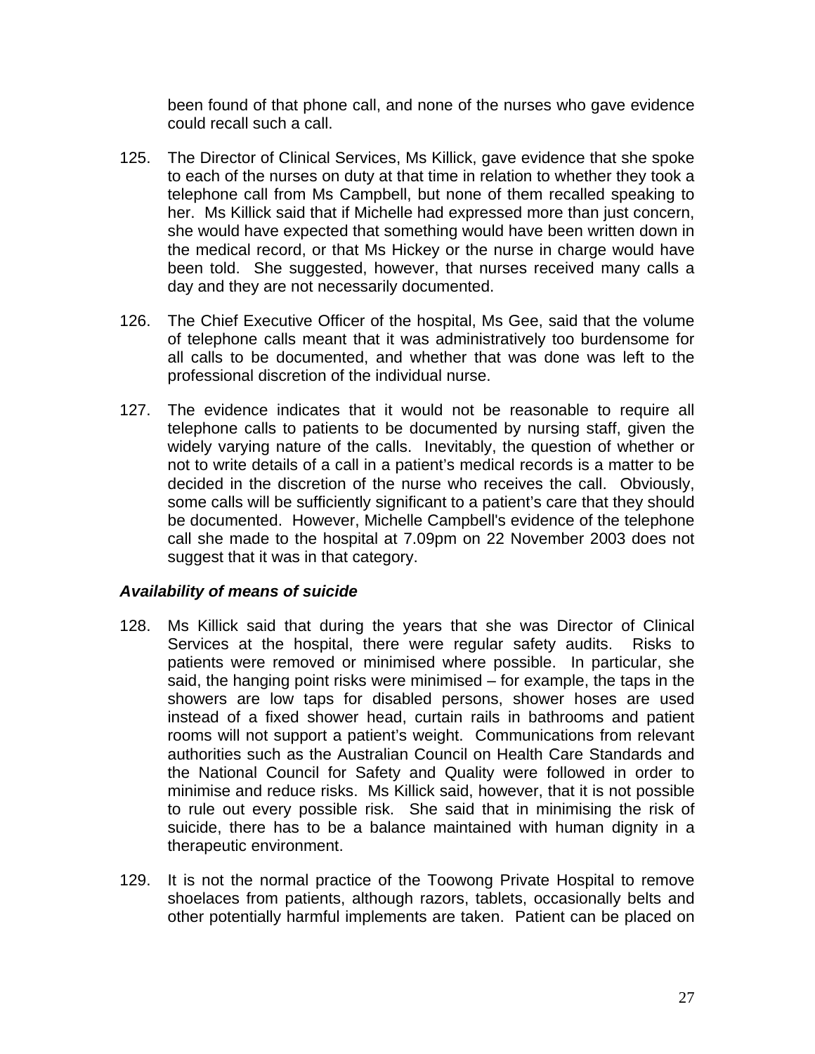been found of that phone call, and none of the nurses who gave evidence could recall such a call.

125. The Director of Clinical Services, Ms Killick, gave evidence that she spoke to each of the nurses on duty at that time in relation to whether they took a telephone call from Ms Campbell, but none of them recalled speaking to her. Ms Killick said that if Michelle had expressed more than just concern, she would have expected that something would have been written down in the medical record, or that Ms Hickey or the nurse in charge would have been told. She suggested, however, that nurses received many calls a day and they are not necessarily documented.

126. The Chief Executive Officer of the hospital, Ms Gee, said that the volume of telephone calls meant that it was administratively too burdensome for all calls to be documented, and whether that was done was left to the professional discretion of the individual nurse.

127. The evidence indicates that it would not be reasonable to require all telephone calls to patients to be documented by nursing staff, given the widely varying nature of the calls. Inevitably, the question of whether or not to write details of a call in a patient's medical records is a matter to be decided in the discretion of the nurse who receives the call. Obviously, some calls will be sufficiently significant to a patient's care that they should be documented. However, Michelle Campbell's evidence of the telephone call she made to the hospital at 7.09pm on 22 November 2003 does not suggest that it was in that category.

***Availability of means of suicide***

128. Ms Killick said that during the years that she was Director of Clinical Services at the hospital, there were regular safety audits. Risks to patients were removed or minimised where possible. In particular, she said, the hanging point risks were minimised – for example, the taps in the showers are low taps for disabled persons, shower hoses are used instead of a fixed shower head, curtain rails in bathrooms and patient rooms will not support a patient's weight. Communications from relevant authorities such as the Australian Council on Health Care Standards and the National Council for Safety and Quality were followed in order to minimise and reduce risks. Ms Killick said, however, that it is not possible to rule out every possible risk. She said that in minimising the risk of suicide, there has to be a balance maintained with human dignity in a therapeutic environment.

129. It is not the normal practice of the Toowong Private Hospital to remove shoelaces from patients, although razors, tablets, occasionally belts and other potentially harmful implements are taken. Patient can be placed on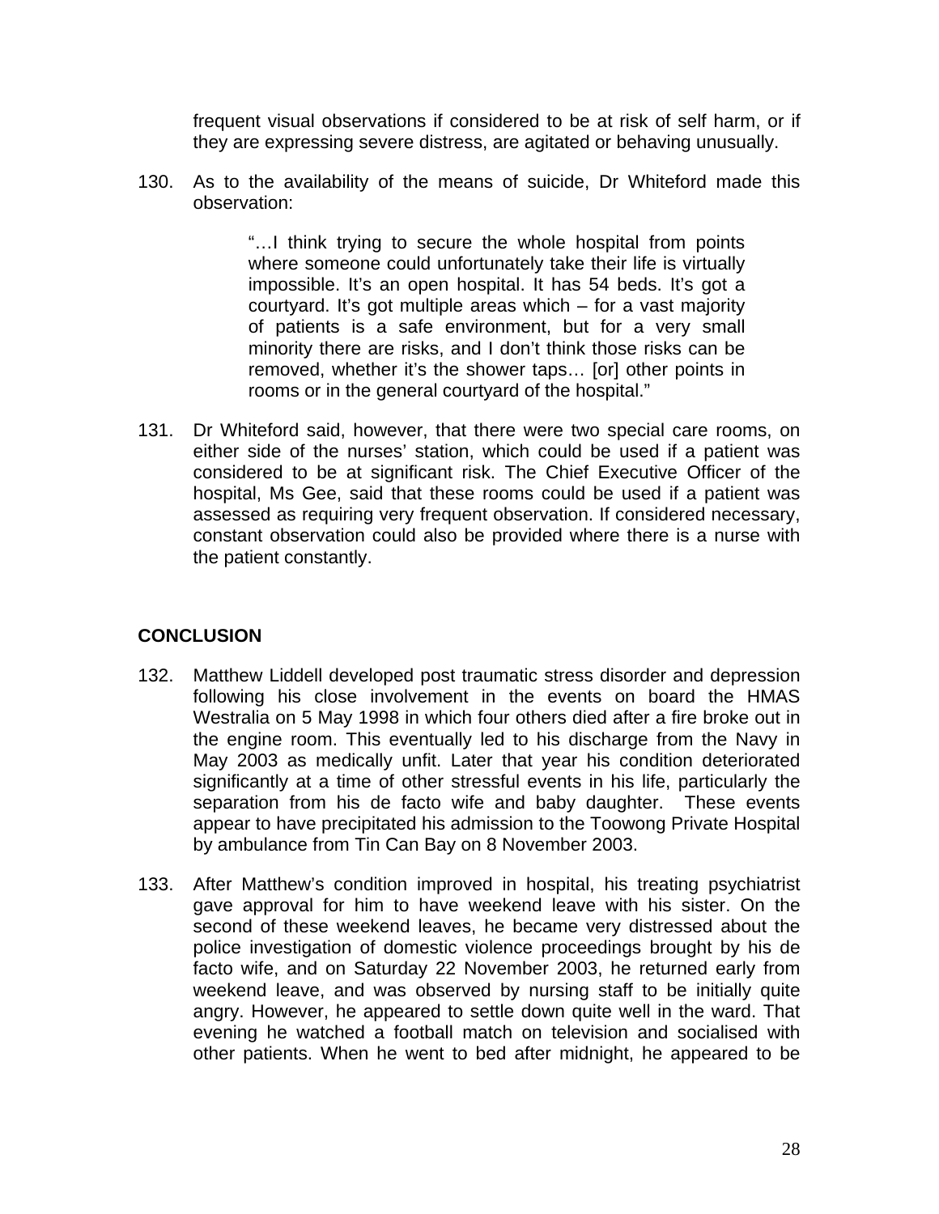frequent visual observations if considered to be at risk of self harm, or if they are expressing severe distress, are agitated or behaving unusually.

130. As to the availability of the means of suicide, Dr Whiteford made this observation:

> "…I think trying to secure the whole hospital from points where someone could unfortunately take their life is virtually impossible. It's an open hospital. It has 54 beds. It's got a courtyard. It's got multiple areas which – for a vast majority of patients is a safe environment, but for a very small minority there are risks, and I don't think those risks can be removed, whether it's the shower taps… [or] other points in rooms or in the general courtyard of the hospital."

131. Dr Whiteford said, however, that there were two special care rooms, on either side of the nurses' station, which could be used if a patient was considered to be at significant risk. The Chief Executive Officer of the hospital, Ms Gee, said that these rooms could be used if a patient was assessed as requiring very frequent observation. If considered necessary, constant observation could also be provided where there is a nurse with the patient constantly.

**CONCLUSION**

132. Matthew Liddell developed post traumatic stress disorder and depression following his close involvement in the events on board the HMAS Westralia on 5 May 1998 in which four others died after a fire broke out in the engine room. This eventually led to his discharge from the Navy in May 2003 as medically unfit. Later that year his condition deteriorated significantly at a time of other stressful events in his life, particularly the separation from his de facto wife and baby daughter. These events appear to have precipitated his admission to the Toowong Private Hospital by ambulance from Tin Can Bay on 8 November 2003.

133. After Matthew's condition improved in hospital, his treating psychiatrist gave approval for him to have weekend leave with his sister. On the second of these weekend leaves, he became very distressed about the police investigation of domestic violence proceedings brought by his de facto wife, and on Saturday 22 November 2003, he returned early from weekend leave, and was observed by nursing staff to be initially quite angry. However, he appeared to settle down quite well in the ward. That evening he watched a football match on television and socialised with other patients. When he went to bed after midnight, he appeared to be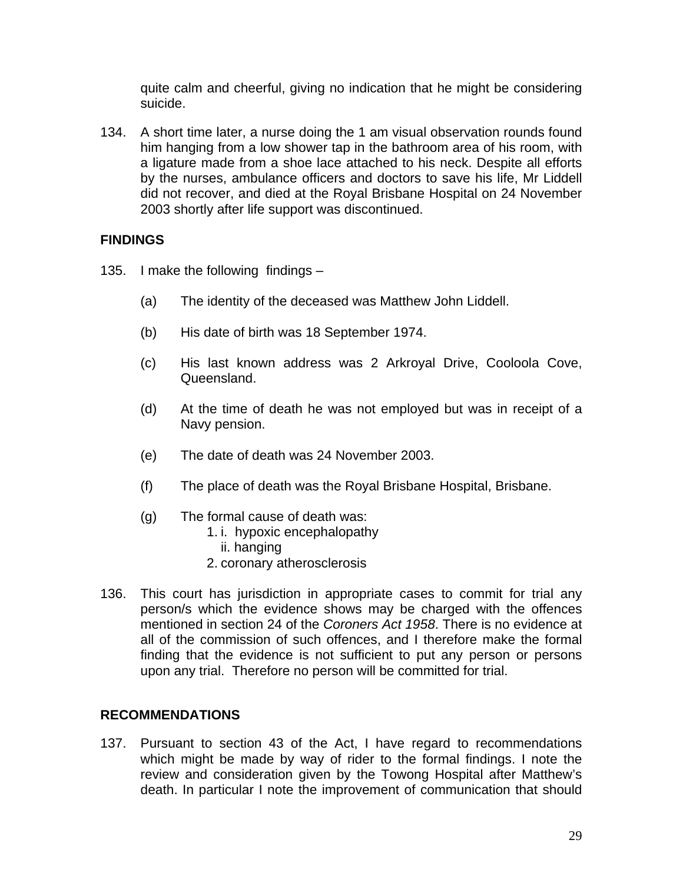quite calm and cheerful, giving no indication that he might be considering suicide.

134. A short time later, a nurse doing the 1 am visual observation rounds found him hanging from a low shower tap in the bathroom area of his room, with a ligature made from a shoe lace attached to his neck. Despite all efforts by the nurses, ambulance officers and doctors to save his life, Mr Liddell did not recover, and died at the Royal Brisbane Hospital on 24 November 2003 shortly after life support was discontinued.

## FINDINGS

135. I make the following findings –

   (a) The identity of the deceased was Matthew John Liddell.

   (b) His date of birth was 18 September 1974.

   (c) His last known address was 2 Arkroyal Drive, Cooloola Cove, Queensland.

   (d) At the time of death he was not employed but was in receipt of a Navy pension.

   (e) The date of death was 24 November 2003.

   (f) The place of death was the Royal Brisbane Hospital, Brisbane.

   (g) The formal cause of death was:
      1. i. hypoxic encephalopathy
         ii. hanging
      2. coronary atherosclerosis

136. This court has jurisdiction in appropriate cases to commit for trial any person/s which the evidence shows may be charged with the offences mentioned in section 24 of the *Coroners Act 1958*. There is no evidence at all of the commission of such offences, and I therefore make the formal finding that the evidence is not sufficient to put any person or persons upon any trial. Therefore no person will be committed for trial.

## RECOMMENDATIONS

137. Pursuant to section 43 of the Act, I have regard to recommendations which might be made by way of rider to the formal findings. I note the review and consideration given by the Towong Hospital after Matthew's death. In particular I note the improvement of communication that should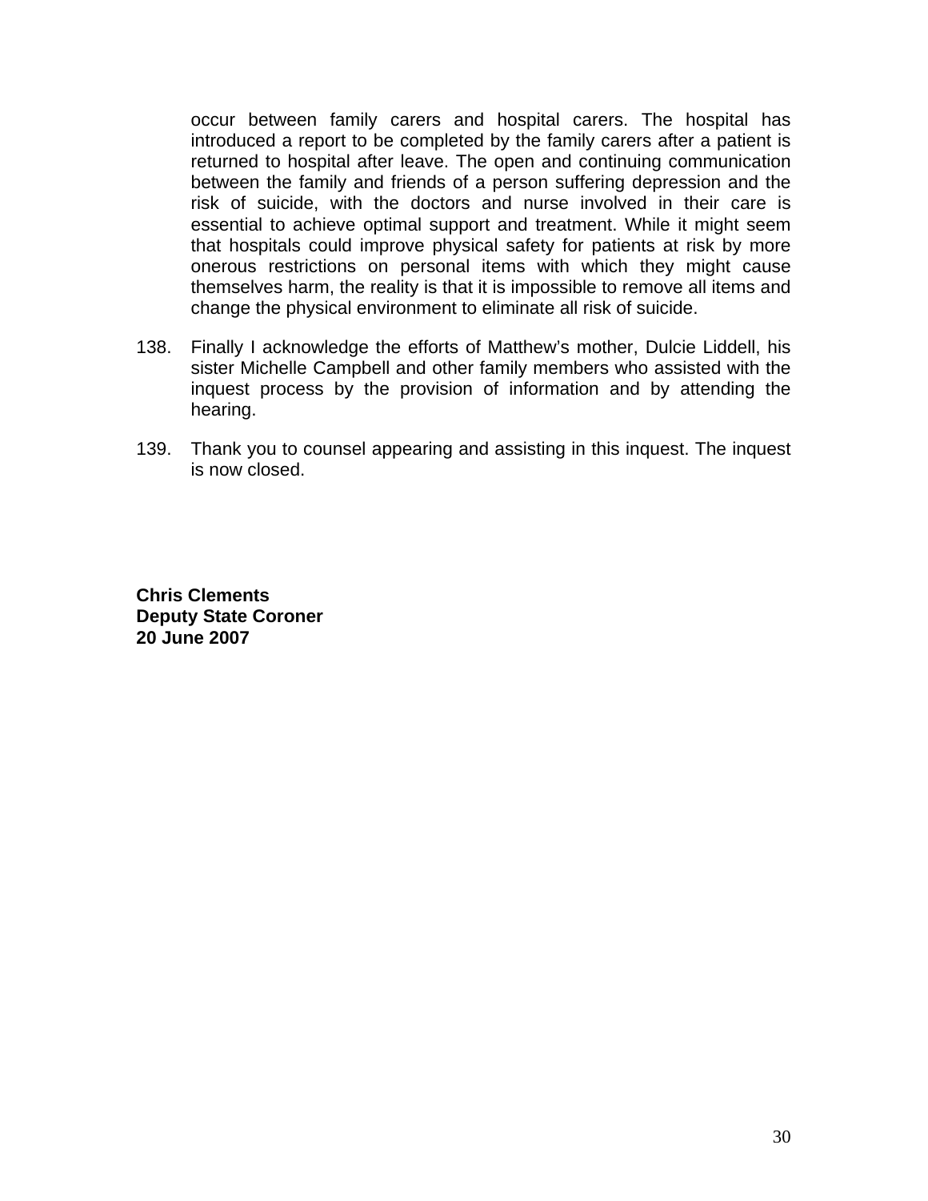occur between family carers and hospital carers. The hospital has introduced a report to be completed by the family carers after a patient is returned to hospital after leave. The open and continuing communication between the family and friends of a person suffering depression and the risk of suicide, with the doctors and nurse involved in their care is essential to achieve optimal support and treatment. While it might seem that hospitals could improve physical safety for patients at risk by more onerous restrictions on personal items with which they might cause themselves harm, the reality is that it is impossible to remove all items and change the physical environment to eliminate all risk of suicide.

138. Finally I acknowledge the efforts of Matthew's mother, Dulcie Liddell, his sister Michelle Campbell and other family members who assisted with the inquest process by the provision of information and by attending the hearing.

139. Thank you to counsel appearing and assisting in this inquest. The inquest is now closed.

**Chris Clements**
**Deputy State Coroner**
**20 June 2007**